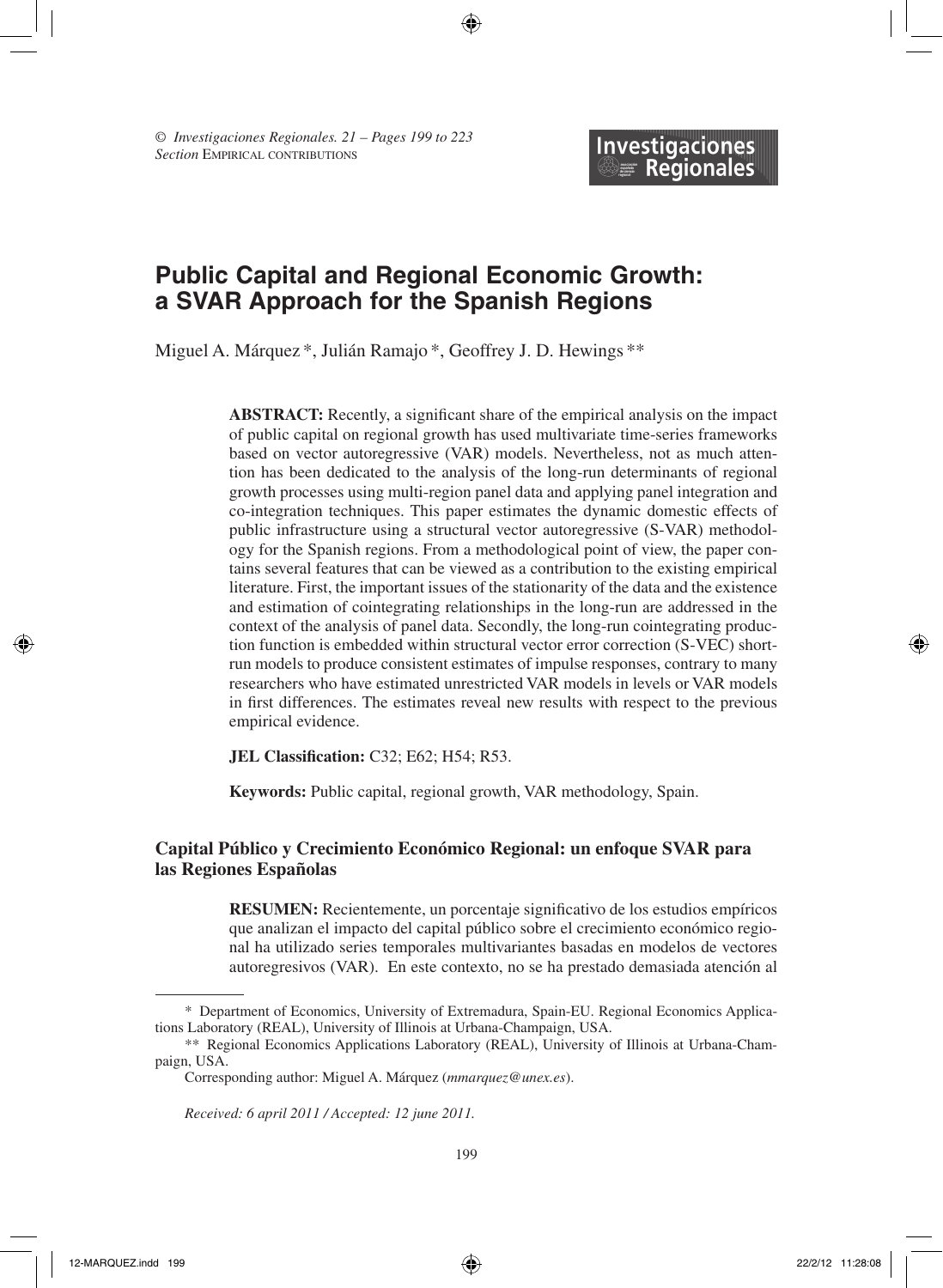© *Investigaciones Regionales. 21 – Pages 199 to 223*
*Section* Empirical contributions

# Public Capital and Regional Economic Growth: a SVAR Approach for the Spanish Regions

Miguel A. Márquez *, Julián Ramajo *, Geoffrey J. D. Hewings **

**ABSTRACT:** Recently, a significant share of the empirical analysis on the impact of public capital on regional growth has used multivariate time-series frameworks based on vector autoregressive (VAR) models. Nevertheless, not as much attention has been dedicated to the analysis of the long-run determinants of regional growth processes using multi-region panel data and applying panel integration and co-integration techniques. This paper estimates the dynamic domestic effects of public infrastructure using a structural vector autoregressive (S-VAR) methodology for the Spanish regions. From a methodological point of view, the paper contains several features that can be viewed as a contribution to the existing empirical literature. First, the important issues of the stationarity of the data and the existence and estimation of cointegrating relationships in the long-run are addressed in the context of the analysis of panel data. Secondly, the long-run cointegrating production function is embedded within structural vector error correction (S-VEC) short-run models to produce consistent estimates of impulse responses, contrary to many researchers who have estimated unrestricted VAR models in levels or VAR models in first differences. The estimates reveal new results with respect to the previous empirical evidence.

**JEL Classification:** C32; E62; H54; R53.

**Keywords:** Public capital, regional growth, VAR methodology, Spain.

## Capital Público y Crecimiento Económico Regional: un enfoque SVAR para las Regiones Españolas

**RESUMEN:** Recientemente, un porcentaje significativo de los estudios empíricos que analizan el impacto del capital público sobre el crecimiento económico regional ha utilizado series temporales multivariantes basadas en modelos de vectores autoregresivos (VAR). En este contexto, no se ha prestado demasiada atención al

---

\* Department of Economics, University of Extremadura, Spain-EU. Regional Economics Applications Laboratory (REAL), University of Illinois at Urbana-Champaign, USA.

\*\* Regional Economics Applications Laboratory (REAL), University of Illinois at Urbana-Champaign, USA.

Corresponding author: Miguel A. Márquez (*mmarquez@unex.es*).

*Received: 6 april 2011 / Accepted: 12 june 2011.*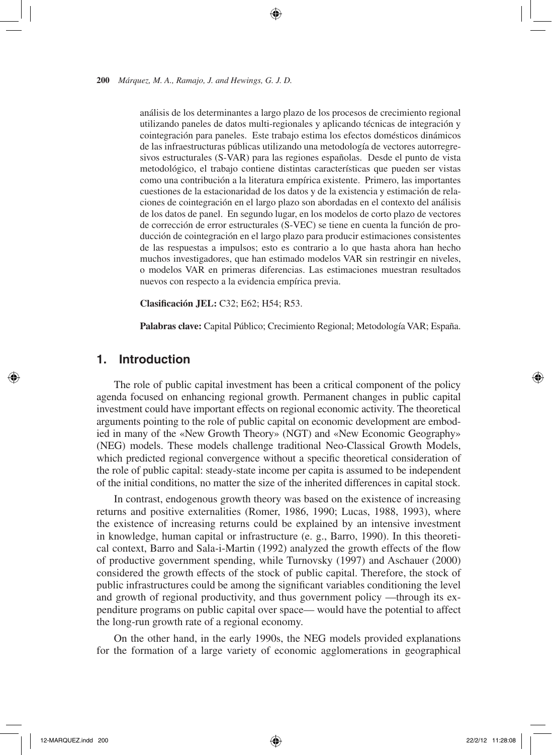análisis de los determinantes a largo plazo de los procesos de crecimiento regional utilizando paneles de datos multi-regionales y aplicando técnicas de integración y cointegración para paneles. Este trabajo estima los efectos domésticos dinámicos de las infraestructuras públicas utilizando una metodología de vectores autorregresivos estructurales (S-VAR) para las regiones españolas. Desde el punto de vista metodológico, el trabajo contiene distintas características que pueden ser vistas como una contribución a la literatura empírica existente. Primero, las importantes cuestiones de la estacionaridad de los datos y de la existencia y estimación de relaciones de cointegración en el largo plazo son abordadas en el contexto del análisis de los datos de panel. En segundo lugar, en los modelos de corto plazo de vectores de corrección de error estructurales (S-VEC) se tiene en cuenta la función de producción de cointegración en el largo plazo para producir estimaciones consistentes de las respuestas a impulsos; esto es contrario a lo que hasta ahora han hecho muchos investigadores, que han estimado modelos VAR sin restringir en niveles, o modelos VAR en primeras diferencias. Las estimaciones muestran resultados nuevos con respecto a la evidencia empírica previa.

**Clasificación JEL:** C32; E62; H54; R53.

**Palabras clave:** Capital Público; Crecimiento Regional; Metodología VAR; España.

## 1. Introduction

The role of public capital investment has been a critical component of the policy agenda focused on enhancing regional growth. Permanent changes in public capital investment could have important effects on regional economic activity. The theoretical arguments pointing to the role of public capital on economic development are embodied in many of the «New Growth Theory» (NGT) and «New Economic Geography» (NEG) models. These models challenge traditional Neo-Classical Growth Models, which predicted regional convergence without a specific theoretical consideration of the role of public capital: steady-state income per capita is assumed to be independent of the initial conditions, no matter the size of the inherited differences in capital stock.

In contrast, endogenous growth theory was based on the existence of increasing returns and positive externalities (Romer, 1986, 1990; Lucas, 1988, 1993), where the existence of increasing returns could be explained by an intensive investment in knowledge, human capital or infrastructure (e. g., Barro, 1990). In this theoretical context, Barro and Sala-i-Martin (1992) analyzed the growth effects of the flow of productive government spending, while Turnovsky (1997) and Aschauer (2000) considered the growth effects of the stock of public capital. Therefore, the stock of public infrastructures could be among the significant variables conditioning the level and growth of regional productivity, and thus government policy —through its expenditure programs on public capital over space— would have the potential to affect the long-run growth rate of a regional economy.

On the other hand, in the early 1990s, the NEG models provided explanations for the formation of a large variety of economic agglomerations in geographical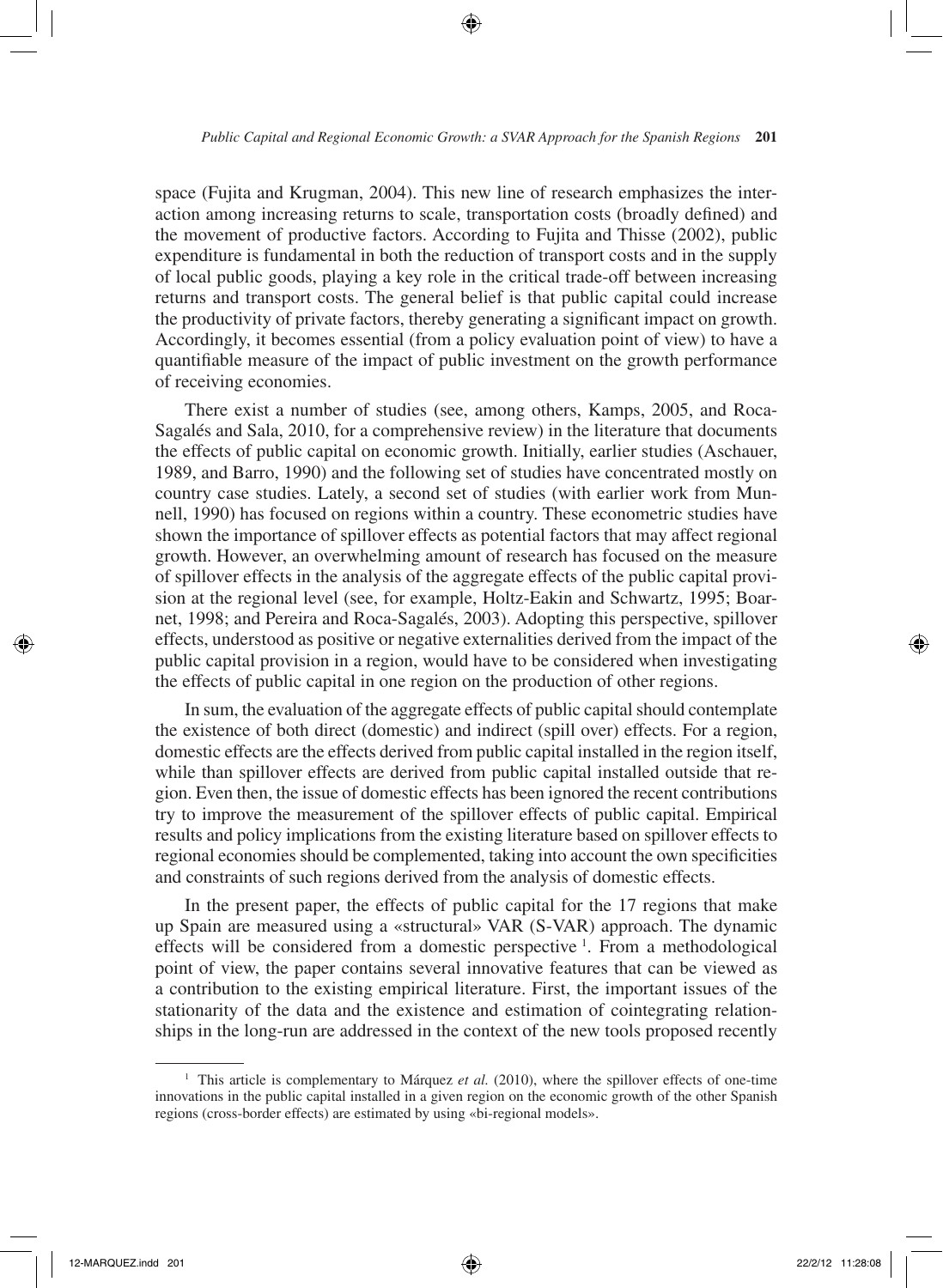space (Fujita and Krugman, 2004). This new line of research emphasizes the interaction among increasing returns to scale, transportation costs (broadly defined) and the movement of productive factors. According to Fujita and Thisse (2002), public expenditure is fundamental in both the reduction of transport costs and in the supply of local public goods, playing a key role in the critical trade-off between increasing returns and transport costs. The general belief is that public capital could increase the productivity of private factors, thereby generating a significant impact on growth. Accordingly, it becomes essential (from a policy evaluation point of view) to have a quantifiable measure of the impact of public investment on the growth performance of receiving economies.

There exist a number of studies (see, among others, Kamps, 2005, and Roca-Sagalés and Sala, 2010, for a comprehensive review) in the literature that documents the effects of public capital on economic growth. Initially, earlier studies (Aschauer, 1989, and Barro, 1990) and the following set of studies have concentrated mostly on country case studies. Lately, a second set of studies (with earlier work from Munnell, 1990) has focused on regions within a country. These econometric studies have shown the importance of spillover effects as potential factors that may affect regional growth. However, an overwhelming amount of research has focused on the measure of spillover effects in the analysis of the aggregate effects of the public capital provision at the regional level (see, for example, Holtz-Eakin and Schwartz, 1995; Boarnet, 1998; and Pereira and Roca-Sagalés, 2003). Adopting this perspective, spillover effects, understood as positive or negative externalities derived from the impact of the public capital provision in a region, would have to be considered when investigating the effects of public capital in one region on the production of other regions.

In sum, the evaluation of the aggregate effects of public capital should contemplate the existence of both direct (domestic) and indirect (spill over) effects. For a region, domestic effects are the effects derived from public capital installed in the region itself, while than spillover effects are derived from public capital installed outside that region. Even then, the issue of domestic effects has been ignored the recent contributions try to improve the measurement of the spillover effects of public capital. Empirical results and policy implications from the existing literature based on spillover effects to regional economies should be complemented, taking into account the own specificities and constraints of such regions derived from the analysis of domestic effects.

In the present paper, the effects of public capital for the 17 regions that make up Spain are measured using a «structural» VAR (S-VAR) approach. The dynamic effects will be considered from a domestic perspective [1]. From a methodological point of view, the paper contains several innovative features that can be viewed as a contribution to the existing empirical literature. First, the important issues of the stationarity of the data and the existence and estimation of cointegrating relationships in the long-run are addressed in the context of the new tools proposed recently

[1] This article is complementary to Márquez *et al.* (2010), where the spillover effects of one-time innovations in the public capital installed in a given region on the economic growth of the other Spanish regions (cross-border effects) are estimated by using «bi-regional models».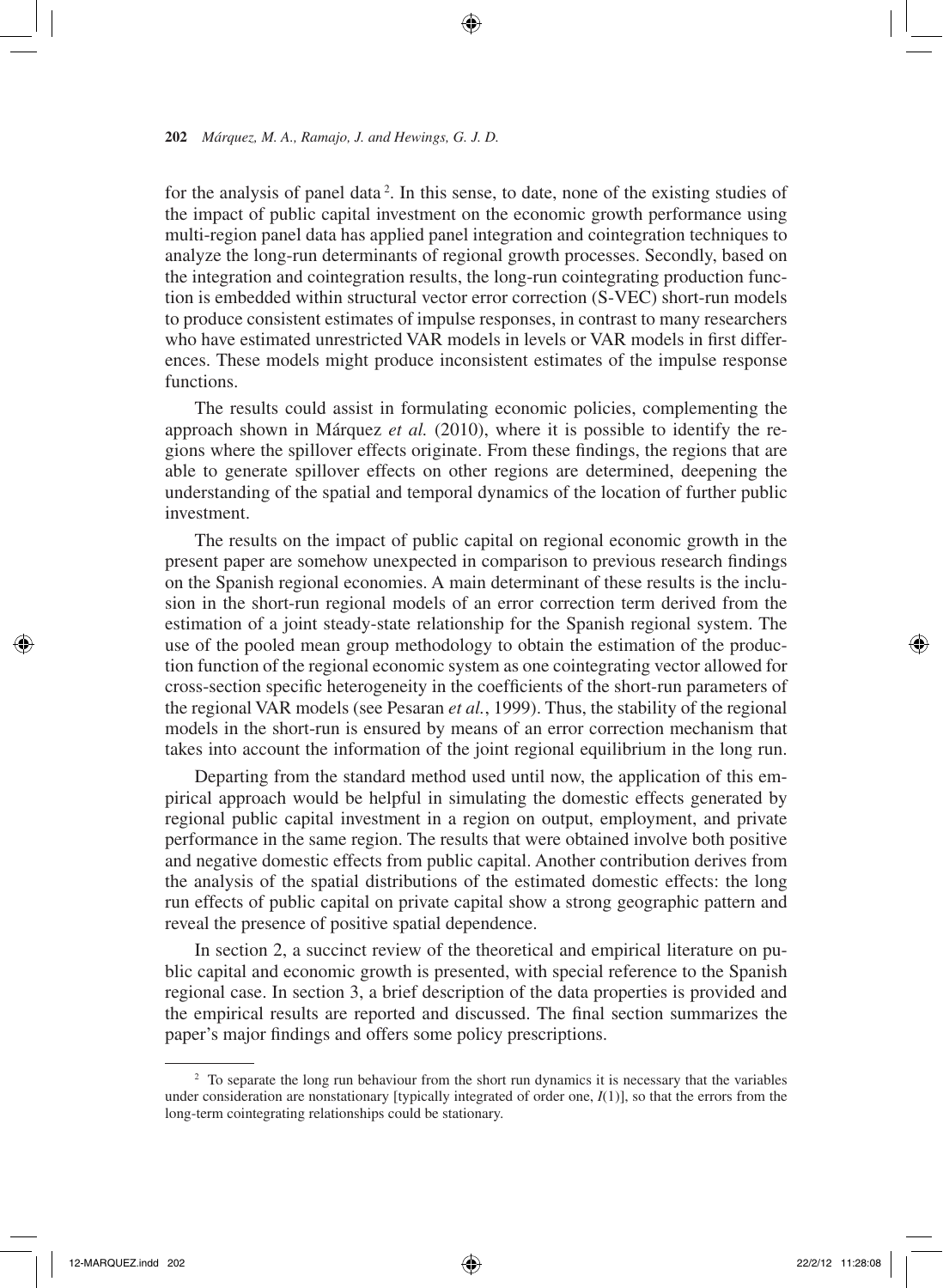for the analysis of panel data [2]. In this sense, to date, none of the existing studies of the impact of public capital investment on the economic growth performance using multi-region panel data has applied panel integration and cointegration techniques to analyze the long-run determinants of regional growth processes. Secondly, based on the integration and cointegration results, the long-run cointegrating production function is embedded within structural vector error correction (S-VEC) short-run models to produce consistent estimates of impulse responses, in contrast to many researchers who have estimated unrestricted VAR models in levels or VAR models in first differences. These models might produce inconsistent estimates of the impulse response functions.

The results could assist in formulating economic policies, complementing the approach shown in Márquez *et al.* (2010), where it is possible to identify the regions where the spillover effects originate. From these findings, the regions that are able to generate spillover effects on other regions are determined, deepening the understanding of the spatial and temporal dynamics of the location of further public investment.

The results on the impact of public capital on regional economic growth in the present paper are somehow unexpected in comparison to previous research findings on the Spanish regional economies. A main determinant of these results is the inclusion in the short-run regional models of an error correction term derived from the estimation of a joint steady-state relationship for the Spanish regional system. The use of the pooled mean group methodology to obtain the estimation of the production function of the regional economic system as one cointegrating vector allowed for cross-section specific heterogeneity in the coefficients of the short-run parameters of the regional VAR models (see Pesaran *et al.*, 1999). Thus, the stability of the regional models in the short-run is ensured by means of an error correction mechanism that takes into account the information of the joint regional equilibrium in the long run.

Departing from the standard method used until now, the application of this empirical approach would be helpful in simulating the domestic effects generated by regional public capital investment in a region on output, employment, and private performance in the same region. The results that were obtained involve both positive and negative domestic effects from public capital. Another contribution derives from the analysis of the spatial distributions of the estimated domestic effects: the long run effects of public capital on private capital show a strong geographic pattern and reveal the presence of positive spatial dependence.

In section 2, a succinct review of the theoretical and empirical literature on public capital and economic growth is presented, with special reference to the Spanish regional case. In section 3, a brief description of the data properties is provided and the empirical results are reported and discussed. The final section summarizes the paper's major findings and offers some policy prescriptions.

---

[2] To separate the long run behaviour from the short run dynamics it is necessary that the variables under consideration are nonstationary [typically integrated of order one, $I(1)$], so that the errors from the long-term cointegrating relationships could be stationary.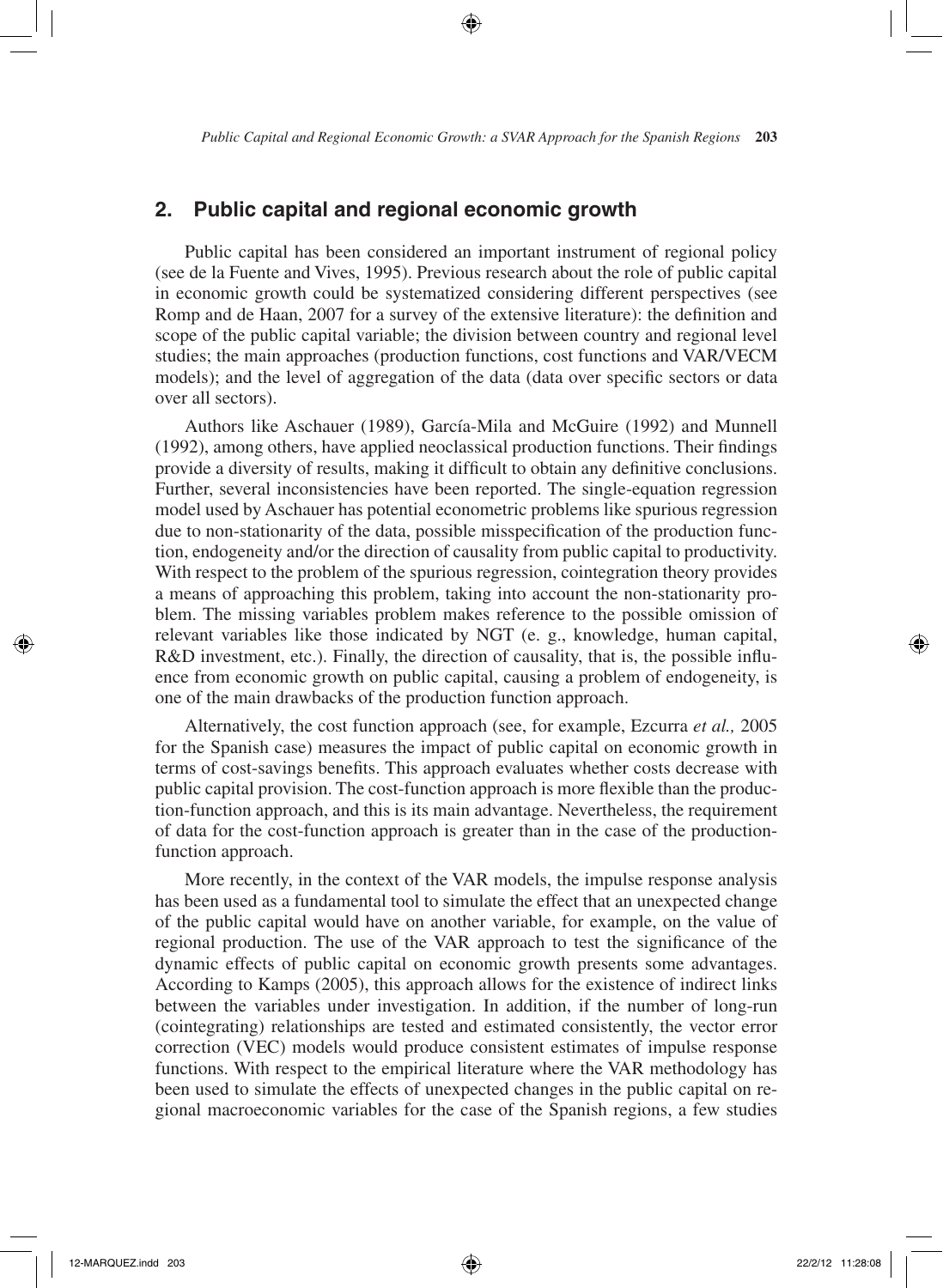## 2. Public capital and regional economic growth

Public capital has been considered an important instrument of regional policy (see de la Fuente and Vives, 1995). Previous research about the role of public capital in economic growth could be systematized considering different perspectives (see Romp and de Haan, 2007 for a survey of the extensive literature): the definition and scope of the public capital variable; the division between country and regional level studies; the main approaches (production functions, cost functions and VAR/VECM models); and the level of aggregation of the data (data over specific sectors or data over all sectors).

Authors like Aschauer (1989), García-Mila and McGuire (1992) and Munnell (1992), among others, have applied neoclassical production functions. Their findings provide a diversity of results, making it difficult to obtain any definitive conclusions. Further, several inconsistencies have been reported. The single-equation regression model used by Aschauer has potential econometric problems like spurious regression due to non-stationarity of the data, possible misspecification of the production function, endogeneity and/or the direction of causality from public capital to productivity. With respect to the problem of the spurious regression, cointegration theory provides a means of approaching this problem, taking into account the non-stationarity problem. The missing variables problem makes reference to the possible omission of relevant variables like those indicated by NGT (e. g., knowledge, human capital, R&D investment, etc.). Finally, the direction of causality, that is, the possible influence from economic growth on public capital, causing a problem of endogeneity, is one of the main drawbacks of the production function approach.

Alternatively, the cost function approach (see, for example, Ezcurra *et al.,* 2005 for the Spanish case) measures the impact of public capital on economic growth in terms of cost-savings benefits. This approach evaluates whether costs decrease with public capital provision. The cost-function approach is more flexible than the production-function approach, and this is its main advantage. Nevertheless, the requirement of data for the cost-function approach is greater than in the case of the production-function approach.

More recently, in the context of the VAR models, the impulse response analysis has been used as a fundamental tool to simulate the effect that an unexpected change of the public capital would have on another variable, for example, on the value of regional production. The use of the VAR approach to test the significance of the dynamic effects of public capital on economic growth presents some advantages. According to Kamps (2005), this approach allows for the existence of indirect links between the variables under investigation. In addition, if the number of long-run (cointegrating) relationships are tested and estimated consistently, the vector error correction (VEC) models would produce consistent estimates of impulse response functions. With respect to the empirical literature where the VAR methodology has been used to simulate the effects of unexpected changes in the public capital on regional macroeconomic variables for the case of the Spanish regions, a few studies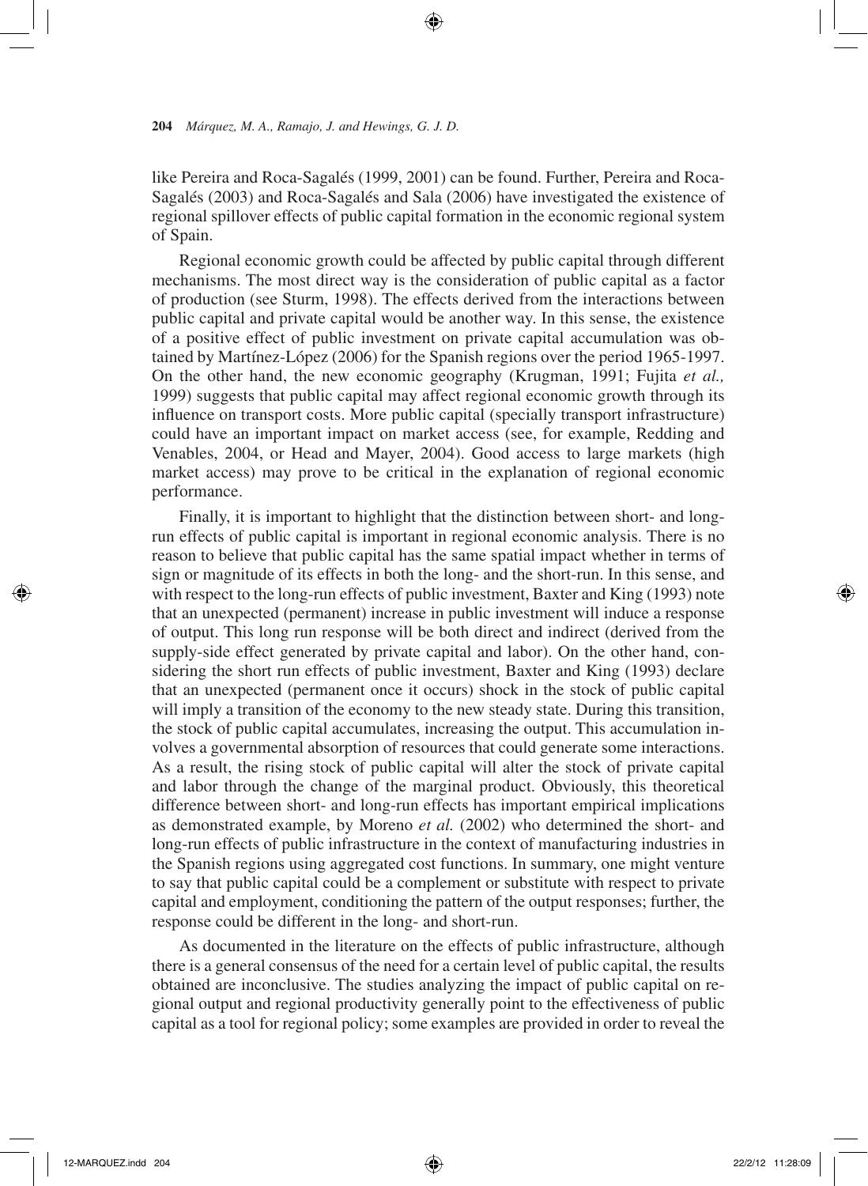like Pereira and Roca-Sagalés (1999, 2001) can be found. Further, Pereira and Roca-Sagalés (2003) and Roca-Sagalés and Sala (2006) have investigated the existence of regional spillover effects of public capital formation in the economic regional system of Spain.

Regional economic growth could be affected by public capital through different mechanisms. The most direct way is the consideration of public capital as a factor of production (see Sturm, 1998). The effects derived from the interactions between public capital and private capital would be another way. In this sense, the existence of a positive effect of public investment on private capital accumulation was obtained by Martínez-López (2006) for the Spanish regions over the period 1965-1997. On the other hand, the new economic geography (Krugman, 1991; Fujita *et al.,* 1999) suggests that public capital may affect regional economic growth through its influence on transport costs. More public capital (specially transport infrastructure) could have an important impact on market access (see, for example, Redding and Venables, 2004, or Head and Mayer, 2004). Good access to large markets (high market access) may prove to be critical in the explanation of regional economic performance.

Finally, it is important to highlight that the distinction between short- and long-run effects of public capital is important in regional economic analysis. There is no reason to believe that public capital has the same spatial impact whether in terms of sign or magnitude of its effects in both the long- and the short-run. In this sense, and with respect to the long-run effects of public investment, Baxter and King (1993) note that an unexpected (permanent) increase in public investment will induce a response of output. This long run response will be both direct and indirect (derived from the supply-side effect generated by private capital and labor). On the other hand, considering the short run effects of public investment, Baxter and King (1993) declare that an unexpected (permanent once it occurs) shock in the stock of public capital will imply a transition of the economy to the new steady state. During this transition, the stock of public capital accumulates, increasing the output. This accumulation involves a governmental absorption of resources that could generate some interactions. As a result, the rising stock of public capital will alter the stock of private capital and labor through the change of the marginal product. Obviously, this theoretical difference between short- and long-run effects has important empirical implications as demonstrated example, by Moreno *et al.* (2002) who determined the short- and long-run effects of public infrastructure in the context of manufacturing industries in the Spanish regions using aggregated cost functions. In summary, one might venture to say that public capital could be a complement or substitute with respect to private capital and employment, conditioning the pattern of the output responses; further, the response could be different in the long- and short-run.

As documented in the literature on the effects of public infrastructure, although there is a general consensus of the need for a certain level of public capital, the results obtained are inconclusive. The studies analyzing the impact of public capital on regional output and regional productivity generally point to the effectiveness of public capital as a tool for regional policy; some examples are provided in order to reveal the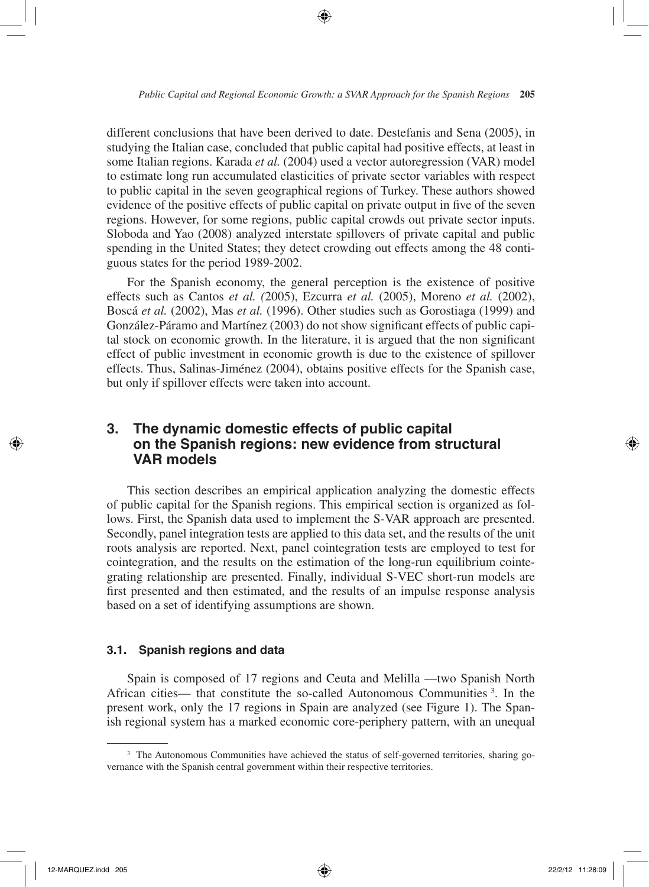different conclusions that have been derived to date. Destefanis and Sena (2005), in studying the Italian case, concluded that public capital had positive effects, at least in some Italian regions. Karada *et al.* (2004) used a vector autoregression (VAR) model to estimate long run accumulated elasticities of private sector variables with respect to public capital in the seven geographical regions of Turkey. These authors showed evidence of the positive effects of public capital on private output in five of the seven regions. However, for some regions, public capital crowds out private sector inputs. Sloboda and Yao (2008) analyzed interstate spillovers of private capital and public spending in the United States; they detect crowding out effects among the 48 contiguous states for the period 1989-2002.

For the Spanish economy, the general perception is the existence of positive effects such as Cantos *et al.* (2005), Ezcurra *et al.* (2005), Moreno *et al.* (2002), Boscá *et al.* (2002), Mas *et al.* (1996). Other studies such as Gorostiaga (1999) and González-Páramo and Martínez (2003) do not show significant effects of public capital stock on economic growth. In the literature, it is argued that the non significant effect of public investment in economic growth is due to the existence of spillover effects. Thus, Salinas-Jiménez (2004), obtains positive effects for the Spanish case, but only if spillover effects were taken into account.

## 3. The dynamic domestic effects of public capital on the Spanish regions: new evidence from structural VAR models

This section describes an empirical application analyzing the domestic effects of public capital for the Spanish regions. This empirical section is organized as follows. First, the Spanish data used to implement the S-VAR approach are presented. Secondly, panel integration tests are applied to this data set, and the results of the unit roots analysis are reported. Next, panel cointegration tests are employed to test for cointegration, and the results on the estimation of the long-run equilibrium cointegrating relationship are presented. Finally, individual S-VEC short-run models are first presented and then estimated, and the results of an impulse response analysis based on a set of identifying assumptions are shown.

### 3.1. Spanish regions and data

Spain is composed of 17 regions and Ceuta and Melilla —two Spanish North African cities— that constitute the so-called Autonomous Communities [3]. In the present work, only the 17 regions in Spain are analyzed (see Figure 1). The Spanish regional system has a marked economic core-periphery pattern, with an unequal

[3] The Autonomous Communities have achieved the status of self-governed territories, sharing governance with the Spanish central government within their respective territories.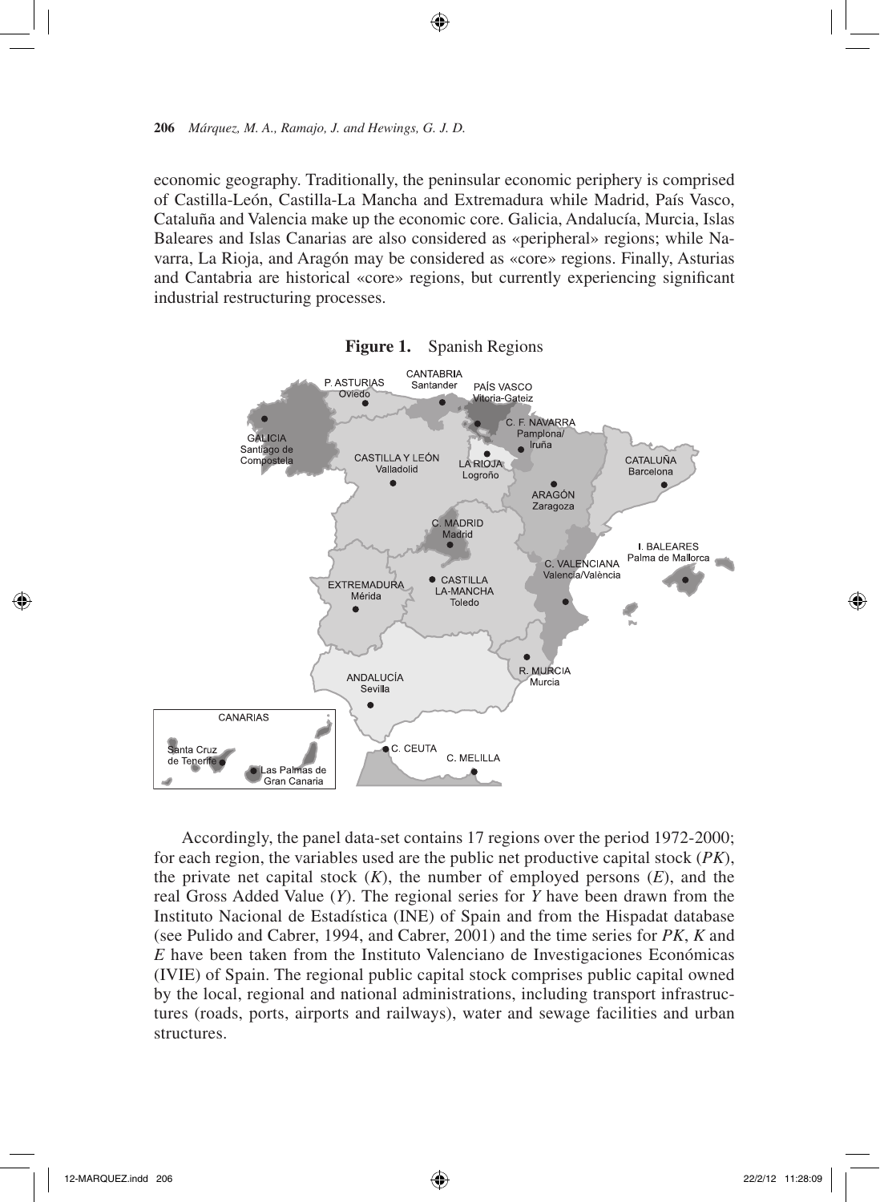economic geography. Traditionally, the peninsular economic periphery is comprised of Castilla-León, Castilla-La Mancha and Extremadura while Madrid, País Vasco, Cataluña and Valencia make up the economic core. Galicia, Andalucía, Murcia, Islas Baleares and Islas Canarias are also considered as «peripheral» regions; while Navarra, La Rioja, and Aragón may be considered as «core» regions. Finally, Asturias and Cantabria are historical «core» regions, but currently experiencing significant industrial restructuring processes.

**Figure 1.** Spanish Regions

Accordingly, the panel data-set contains 17 regions over the period 1972-2000; for each region, the variables used are the public net productive capital stock (*PK*), the private net capital stock (*K*), the number of employed persons (*E*), and the real Gross Added Value (*Y*). The regional series for *Y* have been drawn from the Instituto Nacional de Estadística (INE) of Spain and from the Hispadat database (see Pulido and Cabrer, 1994, and Cabrer, 2001) and the time series for *PK*, *K* and *E* have been taken from the Instituto Valenciano de Investigaciones Económicas (IVIE) of Spain. The regional public capital stock comprises public capital owned by the local, regional and national administrations, including transport infrastructures (roads, ports, airports and railways), water and sewage facilities and urban structures.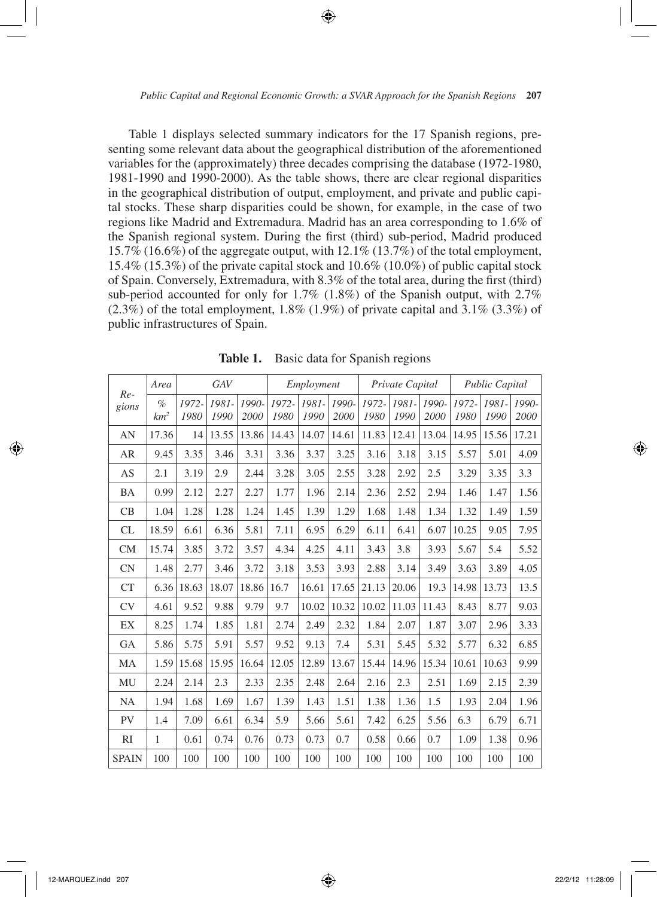Table 1 displays selected summary indicators for the 17 Spanish regions, presenting some relevant data about the geographical distribution of the aforementioned variables for the (approximately) three decades comprising the database (1972-1980, 1981-1990 and 1990-2000). As the table shows, there are clear regional disparities in the geographical distribution of output, employment, and private and public capital stocks. These sharp disparities could be shown, for example, in the case of two regions like Madrid and Extremadura. Madrid has an area corresponding to 1.6% of the Spanish regional system. During the first (third) sub-period, Madrid produced 15.7% (16.6%) of the aggregate output, with 12.1% (13.7%) of the total employment, 15.4% (15.3%) of the private capital stock and 10.6% (10.0%) of public capital stock of Spain. Conversely, Extremadura, with 8.3% of the total area, during the first (third) sub-period accounted for only for 1.7% (1.8%) of the Spanish output, with 2.7% (2.3%) of the total employment, 1.8% (1.9%) of private capital and 3.1% (3.3%) of public infrastructures of Spain.

**Table 1.** Basic data for Spanish regions

| *Regions* | *Area* | *GAV* | | | *Employment* | | | *Private Capital* | | | *Public Capital* | | |
|---|---|---|---|---|---|---|---|---|---|---|---|---|---|
| | *% $km^2$* | *1972-1980* | *1981-1990* | *1990-2000* | *1972-1980* | *1981-1990* | *1990-2000* | *1972-1980* | *1981-1990* | *1990-2000* | *1972-1980* | *1981-1990* | *1990-2000* |
| AN | 17.36 | 14 | 13.55 | 13.86 | 14.43 | 14.07 | 14.61 | 11.83 | 12.41 | 13.04 | 14.95 | 15.56 | 17.21 |
| AR | 9.45 | 3.35 | 3.46 | 3.31 | 3.36 | 3.37 | 3.25 | 3.16 | 3.18 | 3.15 | 5.57 | 5.01 | 4.09 |
| AS | 2.1 | 3.19 | 2.9 | 2.44 | 3.28 | 3.05 | 2.55 | 3.28 | 2.92 | 2.5 | 3.29 | 3.35 | 3.3 |
| BA | 0.99 | 2.12 | 2.27 | 2.27 | 1.77 | 1.96 | 2.14 | 2.36 | 2.52 | 2.94 | 1.46 | 1.47 | 1.56 |
| CB | 1.04 | 1.28 | 1.28 | 1.24 | 1.45 | 1.39 | 1.29 | 1.68 | 1.48 | 1.34 | 1.32 | 1.49 | 1.59 |
| CL | 18.59 | 6.61 | 6.36 | 5.81 | 7.11 | 6.95 | 6.29 | 6.11 | 6.41 | 6.07 | 10.25 | 9.05 | 7.95 |
| CM | 15.74 | 3.85 | 3.72 | 3.57 | 4.34 | 4.25 | 4.11 | 3.43 | 3.8 | 3.93 | 5.67 | 5.4 | 5.52 |
| CN | 1.48 | 2.77 | 3.46 | 3.72 | 3.18 | 3.53 | 3.93 | 2.88 | 3.14 | 3.49 | 3.63 | 3.89 | 4.05 |
| CT | 6.36 | 18.63 | 18.07 | 18.86 | 16.7 | 16.61 | 17.65 | 21.13 | 20.06 | 19.3 | 14.98 | 13.73 | 13.5 |
| CV | 4.61 | 9.52 | 9.88 | 9.79 | 9.7 | 10.02 | 10.32 | 10.02 | 11.03 | 11.43 | 8.43 | 8.77 | 9.03 |
| EX | 8.25 | 1.74 | 1.85 | 1.81 | 2.74 | 2.49 | 2.32 | 1.84 | 2.07 | 1.87 | 3.07 | 2.96 | 3.33 |
| GA | 5.86 | 5.75 | 5.91 | 5.57 | 9.52 | 9.13 | 7.4 | 5.31 | 5.45 | 5.32 | 5.77 | 6.32 | 6.85 |
| MA | 1.59 | 15.68 | 15.95 | 16.64 | 12.05 | 12.89 | 13.67 | 15.44 | 14.96 | 15.34 | 10.61 | 10.63 | 9.99 |
| MU | 2.24 | 2.14 | 2.3 | 2.33 | 2.35 | 2.48 | 2.64 | 2.16 | 2.3 | 2.51 | 1.69 | 2.15 | 2.39 |
| NA | 1.94 | 1.68 | 1.69 | 1.67 | 1.39 | 1.43 | 1.51 | 1.38 | 1.36 | 1.5 | 1.93 | 2.04 | 1.96 |
| PV | 1.4 | 7.09 | 6.61 | 6.34 | 5.9 | 5.66 | 5.61 | 7.42 | 6.25 | 5.56 | 6.3 | 6.79 | 6.71 |
| RI | 1 | 0.61 | 0.74 | 0.76 | 0.73 | 0.73 | 0.7 | 0.58 | 0.66 | 0.7 | 1.09 | 1.38 | 0.96 |
| SPAIN | 100 | 100 | 100 | 100 | 100 | 100 | 100 | 100 | 100 | 100 | 100 | 100 | 100 |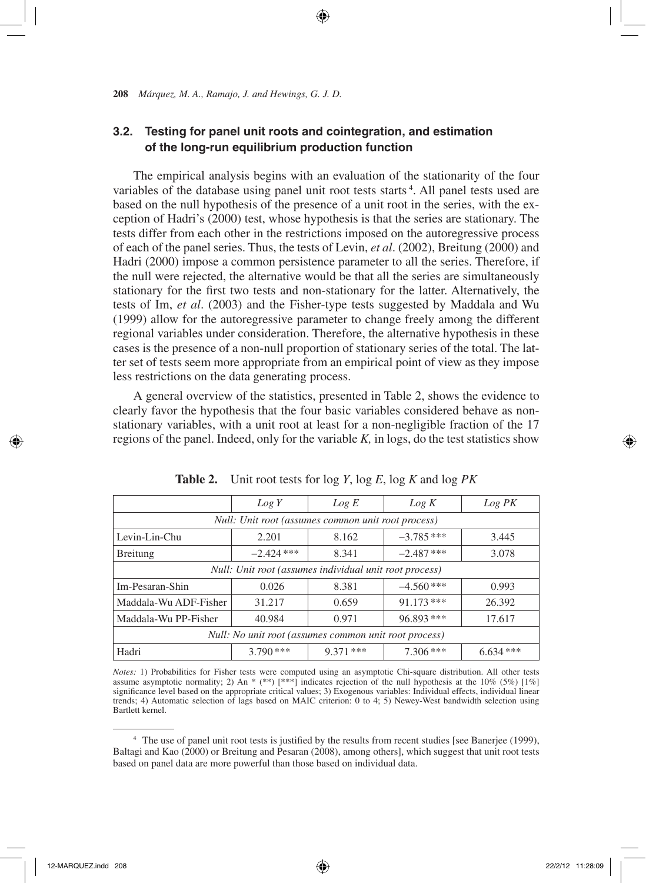### 3.2. Testing for panel unit roots and cointegration, and estimation of the long-run equilibrium production function

The empirical analysis begins with an evaluation of the stationarity of the four variables of the database using panel unit root tests starts [4]. All panel tests used are based on the null hypothesis of the presence of a unit root in the series, with the exception of Hadri's (2000) test, whose hypothesis is that the series are stationary. The tests differ from each other in the restrictions imposed on the autoregressive process of each of the panel series. Thus, the tests of Levin, *et al*. (2002), Breitung (2000) and Hadri (2000) impose a common persistence parameter to all the series. Therefore, if the null were rejected, the alternative would be that all the series are simultaneously stationary for the first two tests and non-stationary for the latter. Alternatively, the tests of Im, *et al*. (2003) and the Fisher-type tests suggested by Maddala and Wu (1999) allow for the autoregressive parameter to change freely among the different regional variables under consideration. Therefore, the alternative hypothesis in these cases is the presence of a non-null proportion of stationary series of the total. The latter set of tests seem more appropriate from an empirical point of view as they impose less restrictions on the data generating process.

A general overview of the statistics, presented in Table 2, shows the evidence to clearly favor the hypothesis that the four basic variables considered behave as non-stationary variables, with a unit root at least for a non-negligible fraction of the 17 regions of the panel. Indeed, only for the variable *K,* in logs, do the test statistics show

**Table 2.** Unit root tests for log *Y*, log *E*, log *K* and log *PK*

| | *Log Y* | *Log E* | *Log K* | *Log PK* |
|---|---|---|---|---|
| *Null: Unit root (assumes common unit root process)* | | | | |
| Levin-Lin-Chu | 2.201 | 8.162 | –3.785 *** | 3.445 |
| Breitung | –2.424 *** | 8.341 | –2.487 *** | 3.078 |
| *Null: Unit root (assumes individual unit root process)* | | | | |
| Im-Pesaran-Shin | 0.026 | 8.381 | –4.560 *** | 0.993 |
| Maddala-Wu ADF-Fisher | 31.217 | 0.659 | 91.173 *** | 26.392 |
| Maddala-Wu PP-Fisher | 40.984 | 0.971 | 96.893 *** | 17.617 |
| *Null: No unit root (assumes common unit root process)* | | | | |
| Hadri | 3.790 *** | 9.371 *** | 7.306 *** | 6.634 *** |

*Notes:* 1) Probabilities for Fisher tests were computed using an asymptotic Chi-square distribution. All other tests assume asymptotic normality; 2) An * (**) [***] indicates rejection of the null hypothesis at the 10% (5%) [1%] significance level based on the appropriate critical values; 3) Exogenous variables: Individual effects, individual linear trends; 4) Automatic selection of lags based on MAIC criterion: 0 to 4; 5) Newey-West bandwidth selection using Bartlett kernel.

---

[4] The use of panel unit root tests is justified by the results from recent studies [see Banerjee (1999), Baltagi and Kao (2000) or Breitung and Pesaran (2008), among others], which suggest that unit root tests based on panel data are more powerful than those based on individual data.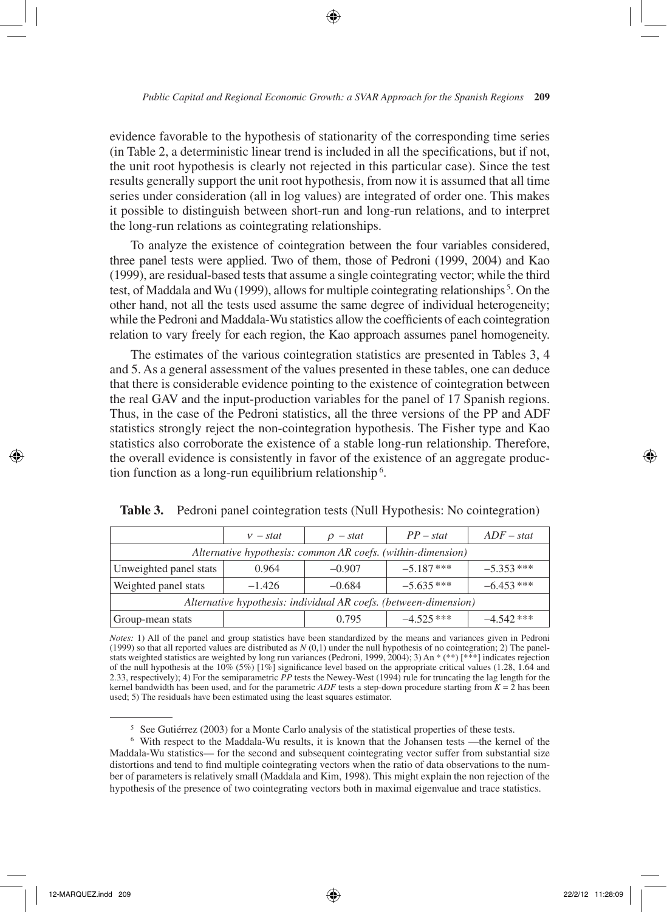evidence favorable to the hypothesis of stationarity of the corresponding time series (in Table 2, a deterministic linear trend is included in all the specifications, but if not, the unit root hypothesis is clearly not rejected in this particular case). Since the test results generally support the unit root hypothesis, from now it is assumed that all time series under consideration (all in log values) are integrated of order one. This makes it possible to distinguish between short-run and long-run relations, and to interpret the long-run relations as cointegrating relationships.

To analyze the existence of cointegration between the four variables considered, three panel tests were applied. Two of them, those of Pedroni (1999, 2004) and Kao (1999), are residual-based tests that assume a single cointegrating vector; while the third test, of Maddala and Wu (1999), allows for multiple cointegrating relationships[5]. On the other hand, not all the tests used assume the same degree of individual heterogeneity; while the Pedroni and Maddala-Wu statistics allow the coefficients of each cointegration relation to vary freely for each region, the Kao approach assumes panel homogeneity.

The estimates of the various cointegration statistics are presented in Tables 3, 4 and 5. As a general assessment of the values presented in these tables, one can deduce that there is considerable evidence pointing to the existence of cointegration between the real GAV and the input-production variables for the panel of 17 Spanish regions. Thus, in the case of the Pedroni statistics, all the three versions of the PP and ADF statistics strongly reject the non-cointegration hypothesis. The Fisher type and Kao statistics also corroborate the existence of a stable long-run relationship. Therefore, the overall evidence is consistently in favor of the existence of an aggregate production function as a long-run equilibrium relationship[6].

**Table 3.** Pedroni panel cointegration tests (Null Hypothesis: No cointegration)

| | $v$ – *stat* | $\rho$ – *stat* | *PP* – *stat* | *ADF* – *stat* |
|---|---|---|---|---|
| *Alternative hypothesis: common AR coefs. (within-dimension)* | | | | |
| Unweighted panel stats | 0.964 | −0.907 | −5.187 *** | −5.353 *** |
| Weighted panel stats | −1.426 | −0.684 | −5.635 *** | −6.453 *** |
| *Alternative hypothesis: individual AR coefs. (between-dimension)* | | | | |
| Group-mean stats | | 0.795 | −4.525 *** | −4.542 *** |

*Notes:* 1) All of the panel and group statistics have been standardized by the means and variances given in Pedroni (1999) so that all reported values are distributed as $N(0,1)$ under the null hypothesis of no cointegration; 2) The panel-stats weighted statistics are weighted by long run variances (Pedroni, 1999, 2004); 3) An * (**) [***] indicates rejection of the null hypothesis at the 10% (5%) [1%] significance level based on the appropriate critical values (1.28, 1.64 and 2.33, respectively); 4) For the semiparametric *PP* tests the Newey-West (1994) rule for truncating the lag length for the kernel bandwidth has been used, and for the parametric *ADF* tests a step-down procedure starting from $K = 2$ has been used; 5) The residuals have been estimated using the least squares estimator.

[5] See Gutiérrez (2003) for a Monte Carlo analysis of the statistical properties of these tests.

[6] With respect to the Maddala-Wu results, it is known that the Johansen tests —the kernel of the Maddala-Wu statistics— for the second and subsequent cointegrating vector suffer from substantial size distortions and tend to find multiple cointegrating vectors when the ratio of data observations to the number of parameters is relatively small (Maddala and Kim, 1998). This might explain the non rejection of the hypothesis of the presence of two cointegrating vectors both in maximal eigenvalue and trace statistics.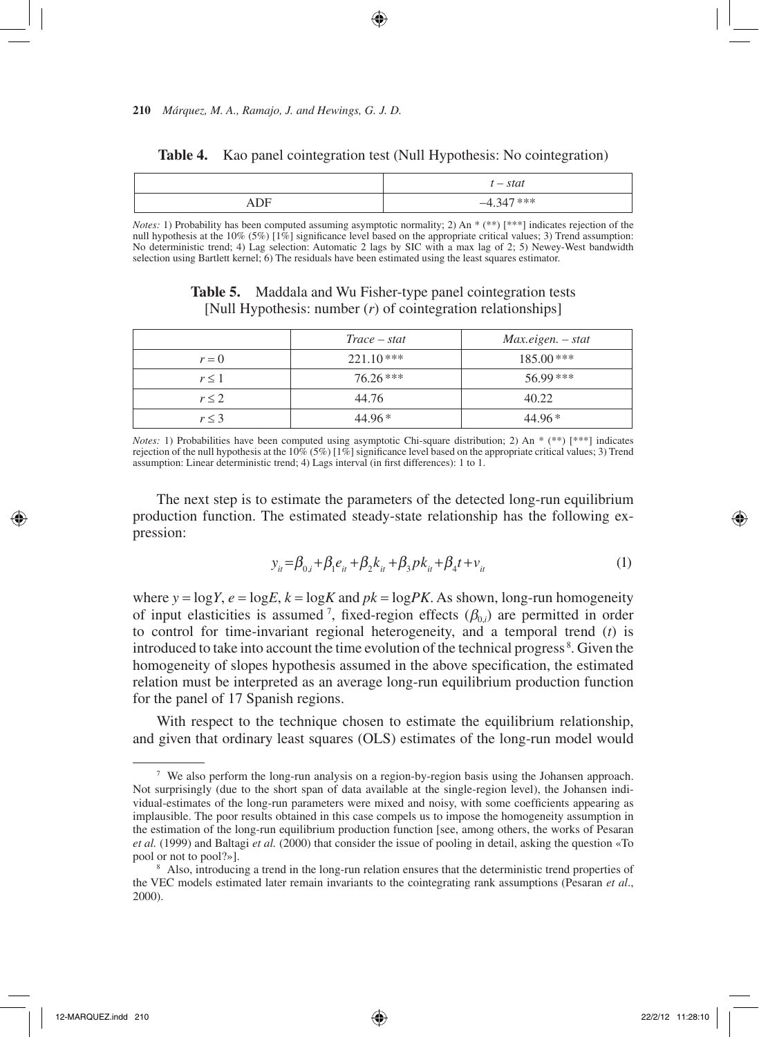**Table 4.** Kao panel cointegration test (Null Hypothesis: No cointegration)

| | *t – stat* |
|---|---|
| ADF | –4.347 *** |

*Notes:* 1) Probability has been computed assuming asymptotic normality; 2) An * (**) [***] indicates rejection of the null hypothesis at the 10% (5%) [1%] significance level based on the appropriate critical values; 3) Trend assumption: No deterministic trend; 4) Lag selection: Automatic 2 lags by SIC with a max lag of 2; 5) Newey-West bandwidth selection using Bartlett kernel; 6) The residuals have been estimated using the least squares estimator.

**Table 5.** Maddala and Wu Fisher-type panel cointegration tests [Null Hypothesis: number ($r$) of cointegration relationships]

| | *Trace – stat* | *Max.eigen. – stat* |
|---|---|---|
| $r = 0$ | 221.10 *** | 185.00 *** |
| $r \leq 1$ | 76.26 *** | 56.99 *** |
| $r \leq 2$ | 44.76 | 40.22 |
| $r \leq 3$ | 44.96 * | 44.96 * |

*Notes:* 1) Probabilities have been computed using asymptotic Chi-square distribution; 2) An * (**) [***] indicates rejection of the null hypothesis at the 10% (5%) [1%] significance level based on the appropriate critical values; 3) Trend assumption: Linear deterministic trend; 4) Lags interval (in first differences): 1 to 1.

The next step is to estimate the parameters of the detected long-run equilibrium production function. The estimated steady-state relationship has the following expression:

$$y_{it} = \beta_{0,i} + \beta_1 e_{it} + \beta_2 k_{it} + \beta_3 pk_{it} + \beta_4 t + v_{it} \tag{1}$$

where $y = \log Y$, $e = \log E$, $k = \log K$ and $pk = \log PK$. As shown, long-run homogeneity of input elasticities is assumed [7], fixed-region effects ($\beta_{0,i}$) are permitted in order to control for time-invariant regional heterogeneity, and a temporal trend ($t$) is introduced to take into account the time evolution of the technical progress [8]. Given the homogeneity of slopes hypothesis assumed in the above specification, the estimated relation must be interpreted as an average long-run equilibrium production function for the panel of 17 Spanish regions.

With respect to the technique chosen to estimate the equilibrium relationship, and given that ordinary least squares (OLS) estimates of the long-run model would

---

[7] We also perform the long-run analysis on a region-by-region basis using the Johansen approach. Not surprisingly (due to the short span of data available at the single-region level), the Johansen individual-estimates of the long-run parameters were mixed and noisy, with some coefficients appearing as implausible. The poor results obtained in this case compels us to impose the homogeneity assumption in the estimation of the long-run equilibrium production function [see, among others, the works of Pesaran *et al.* (1999) and Baltagi *et al.* (2000) that consider the issue of pooling in detail, asking the question «To pool or not to pool?»].

[8] Also, introducing a trend in the long-run relation ensures that the deterministic trend properties of the VEC models estimated later remain invariants to the cointegrating rank assumptions (Pesaran *et al*., 2000).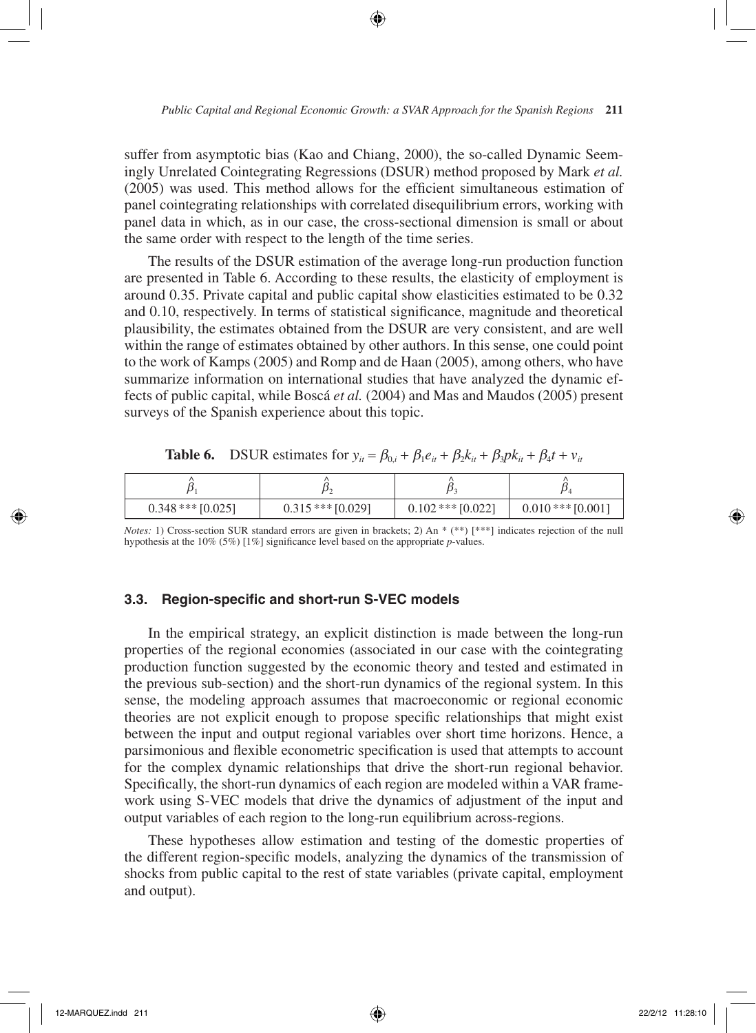suffer from asymptotic bias (Kao and Chiang, 2000), the so-called Dynamic Seemingly Unrelated Cointegrating Regressions (DSUR) method proposed by Mark *et al.* (2005) was used. This method allows for the efficient simultaneous estimation of panel cointegrating relationships with correlated disequilibrium errors, working with panel data in which, as in our case, the cross-sectional dimension is small or about the same order with respect to the length of the time series.

The results of the DSUR estimation of the average long-run production function are presented in Table 6. According to these results, the elasticity of employment is around 0.35. Private capital and public capital show elasticities estimated to be 0.32 and 0.10, respectively. In terms of statistical significance, magnitude and theoretical plausibility, the estimates obtained from the DSUR are very consistent, and are well within the range of estimates obtained by other authors. In this sense, one could point to the work of Kamps (2005) and Romp and de Haan (2005), among others, who have summarize information on international studies that have analyzed the dynamic effects of public capital, while Boscá *et al.* (2004) and Mas and Maudos (2005) present surveys of the Spanish experience about this topic.

**Table 6.** DSUR estimates for $y_{it} = \beta_{0,i} + \beta_1 e_{it} + \beta_2 k_{it} + \beta_3 pk_{it} + \beta_4 t + v_{it}$

| $\hat{\beta}_1$ | $\hat{\beta}_2$ | $\hat{\beta}_3$ | $\hat{\beta}_4$ |
|---|---|---|---|
| 0.348 *** [0.025] | 0.315 *** [0.029] | 0.102 *** [0.022] | 0.010 *** [0.001] |

*Notes:* 1) Cross-section SUR standard errors are given in brackets; 2) An * (**) [***] indicates rejection of the null hypothesis at the 10% (5%) [1%] significance level based on the appropriate *p*-values.

### 3.3. Region-specific and short-run S-VEC models

In the empirical strategy, an explicit distinction is made between the long-run properties of the regional economies (associated in our case with the cointegrating production function suggested by the economic theory and tested and estimated in the previous sub-section) and the short-run dynamics of the regional system. In this sense, the modeling approach assumes that macroeconomic or regional economic theories are not explicit enough to propose specific relationships that might exist between the input and output regional variables over short time horizons. Hence, a parsimonious and flexible econometric specification is used that attempts to account for the complex dynamic relationships that drive the short-run regional behavior. Specifically, the short-run dynamics of each region are modeled within a VAR framework using S-VEC models that drive the dynamics of adjustment of the input and output variables of each region to the long-run equilibrium across-regions.

These hypotheses allow estimation and testing of the domestic properties of the different region-specific models, analyzing the dynamics of the transmission of shocks from public capital to the rest of state variables (private capital, employment and output).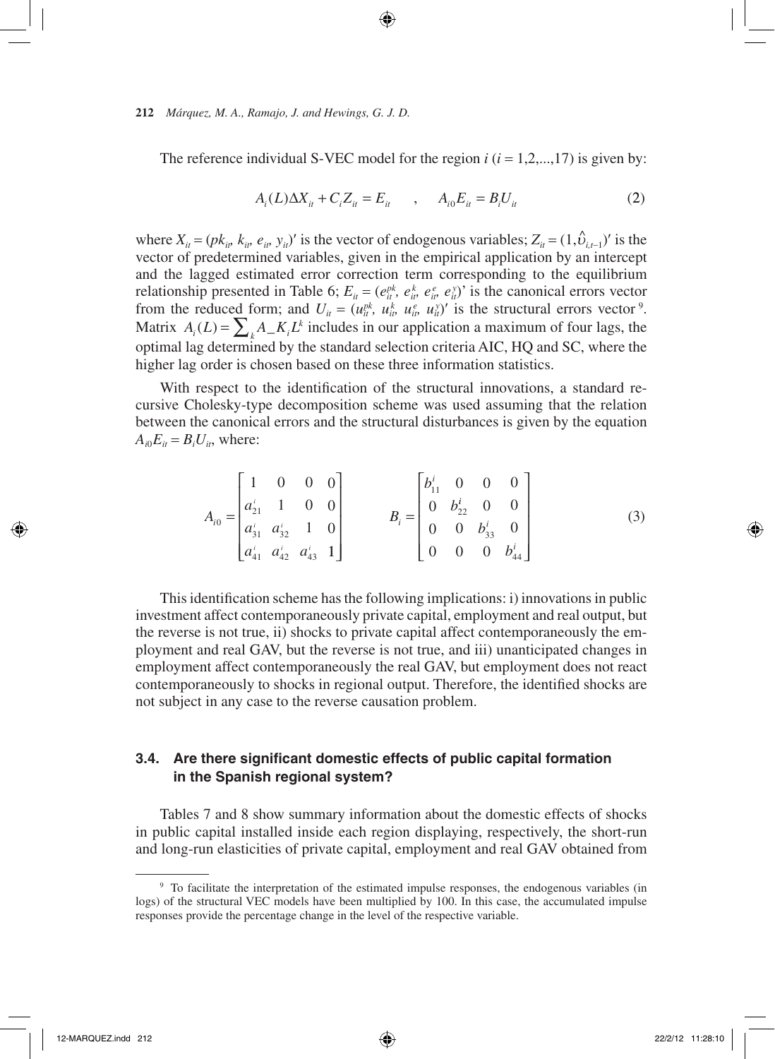The reference individual S-VEC model for the region $i$ ($i = 1,2,...,17$) is given by:

$$A_i(L)\Delta X_{it} + C_i Z_{it} = E_{it} \quad , \quad A_{i0}E_{it} = B_i U_{it} \tag{2}$$

where $X_{it} = (pk_{it}, k_{it}, e_{it}, y_{it})'$ is the vector of endogenous variables; $Z_{it} = (1, \hat{\upsilon}_{i,t-1})'$ is the vector of predetermined variables, given in the empirical application by an intercept and the lagged estimated error correction term corresponding to the equilibrium relationship presented in Table 6; $E_{it} = (e_{it}^{pk}, e_{it}^{k}, e_{it}^{e}, e_{it}^{y})'$ is the canonical errors vector from the reduced form; and $U_{it} = (u_{it}^{pk}, u_{it}^{k}, u_{it}^{e}, u_{it}^{y})'$ is the structural errors vector [9]. Matrix $A_i(L) = \sum_k A\_K_i L^k$ includes in our application a maximum of four lags, the optimal lag determined by the standard selection criteria AIC, HQ and SC, where the higher lag order is chosen based on these three information statistics.

With respect to the identification of the structural innovations, a standard recursive Cholesky-type decomposition scheme was used assuming that the relation between the canonical errors and the structural disturbances is given by the equation $A_{i0}E_{it} = B_i U_{it}$, where:

$$A_{i0} = \begin{bmatrix} 1 & 0 & 0 & 0 \\ a_{21}^{i} & 1 & 0 & 0 \\ a_{31}^{i} & a_{32}^{i} & 1 & 0 \\ a_{41}^{i} & a_{42}^{i} & a_{43}^{i} & 1 \end{bmatrix} \qquad B_i = \begin{bmatrix} b_{11}^{i} & 0 & 0 & 0 \\ 0 & b_{22}^{i} & 0 & 0 \\ 0 & 0 & b_{33}^{i} & 0 \\ 0 & 0 & 0 & b_{44}^{i} \end{bmatrix} \tag{3}$$

This identification scheme has the following implications: i) innovations in public investment affect contemporaneously private capital, employment and real output, but the reverse is not true, ii) shocks to private capital affect contemporaneously the employment and real GAV, but the reverse is not true, and iii) unanticipated changes in employment affect contemporaneously the real GAV, but employment does not react contemporaneously to shocks in regional output. Therefore, the identified shocks are not subject in any case to the reverse causation problem.

### 3.4. Are there significant domestic effects of public capital formation in the Spanish regional system?

Tables 7 and 8 show summary information about the domestic effects of shocks in public capital installed inside each region displaying, respectively, the short-run and long-run elasticities of private capital, employment and real GAV obtained from

---

[9] To facilitate the interpretation of the estimated impulse responses, the endogenous variables (in logs) of the structural VEC models have been multiplied by 100. In this case, the accumulated impulse responses provide the percentage change in the level of the respective variable.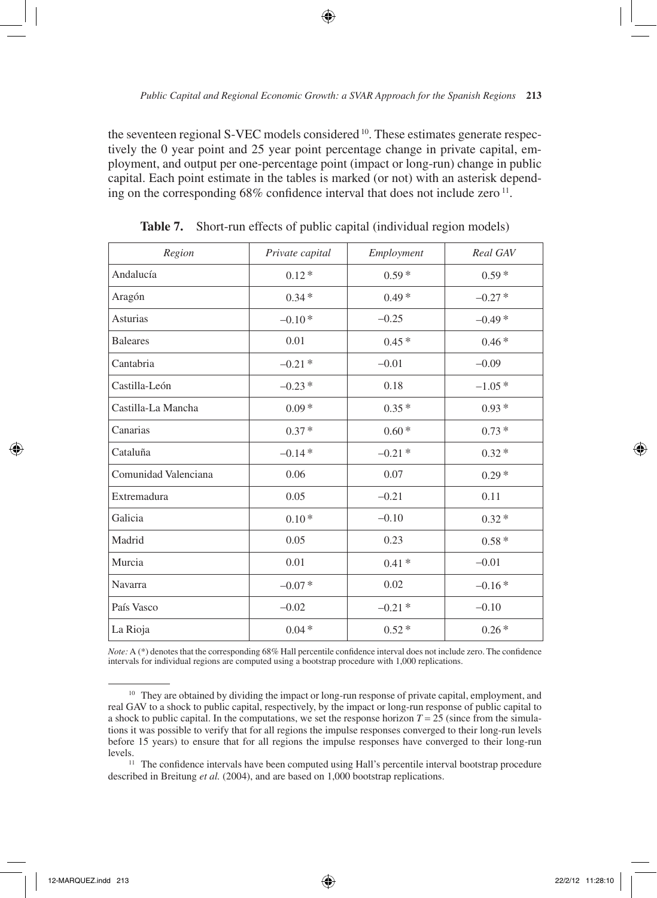the seventeen regional S-VEC models considered [10]. These estimates generate respectively the 0 year point and 25 year point percentage change in private capital, employment, and output per one-percentage point (impact or long-run) change in public capital. Each point estimate in the tables is marked (or not) with an asterisk depending on the corresponding 68% confidence interval that does not include zero [11].

**Table 7.** Short-run effects of public capital (individual region models)

| *Region* | *Private capital* | *Employment* | *Real GAV* |
|---|---|---|---|
| Andalucía | 0.12 * | 0.59 * | 0.59 * |
| Aragón | 0.34 * | 0.49 * | –0.27 * |
| Asturias | –0.10 * | –0.25 | –0.49 * |
| Baleares | 0.01 | 0.45 * | 0.46 * |
| Cantabria | –0.21 * | –0.01 | –0.09 |
| Castilla-León | –0.23 * | 0.18 | –1.05 * |
| Castilla-La Mancha | 0.09 * | 0.35 * | 0.93 * |
| Canarias | 0.37 * | 0.60 * | 0.73 * |
| Cataluña | –0.14 * | –0.21 * | 0.32 * |
| Comunidad Valenciana | 0.06 | 0.07 | 0.29 * |
| Extremadura | 0.05 | –0.21 | 0.11 |
| Galicia | 0.10 * | –0.10 | 0.32 * |
| Madrid | 0.05 | 0.23 | 0.58 * |
| Murcia | 0.01 | 0.41 * | –0.01 |
| Navarra | –0.07 * | 0.02 | –0.16 * |
| País Vasco | –0.02 | –0.21 * | –0.10 |
| La Rioja | 0.04 * | 0.52 * | 0.26 * |

*Note:* A (*) denotes that the corresponding 68% Hall percentile confidence interval does not include zero. The confidence intervals for individual regions are computed using a bootstrap procedure with 1,000 replications.

[10] They are obtained by dividing the impact or long-run response of private capital, employment, and real GAV to a shock to public capital, respectively, by the impact or long-run response of public capital to a shock to public capital. In the computations, we set the response horizon $T = 25$ (since from the simulations it was possible to verify that for all regions the impulse responses converged to their long-run levels before 15 years) to ensure that for all regions the impulse responses have converged to their long-run levels.

[11] The confidence intervals have been computed using Hall's percentile interval bootstrap procedure described in Breitung *et al.* (2004), and are based on 1,000 bootstrap replications.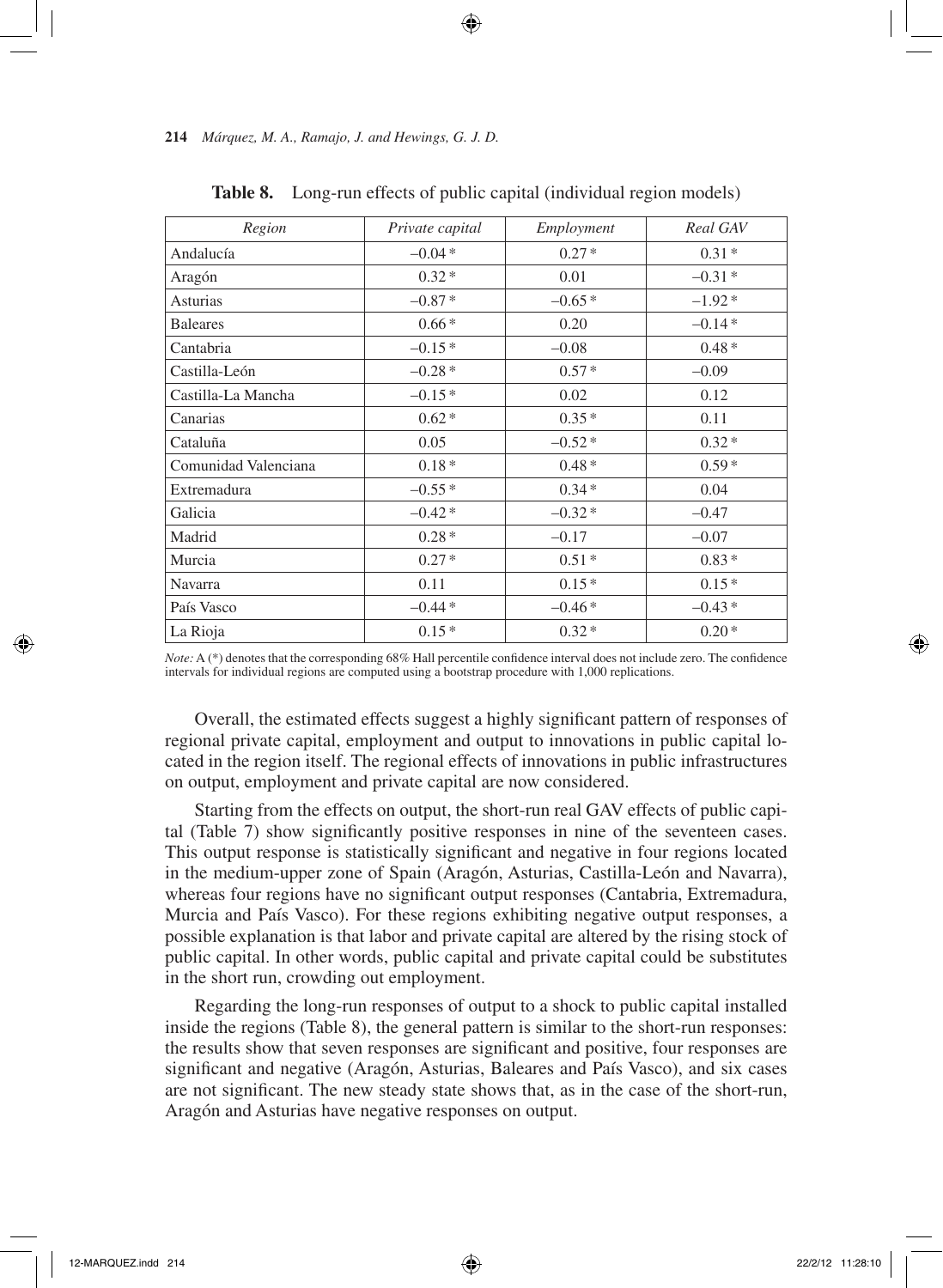**Table 8.** Long-run effects of public capital (individual region models)

| *Region* | *Private capital* | *Employment* | *Real GAV* |
|---|---|---|---|
| Andalucía | –0.04 * | 0.27 * | 0.31 * |
| Aragón | 0.32 * | 0.01 | –0.31 * |
| Asturias | –0.87 * | –0.65 * | –1.92 * |
| Baleares | 0.66 * | 0.20 | –0.14 * |
| Cantabria | –0.15 * | –0.08 | 0.48 * |
| Castilla-León | –0.28 * | 0.57 * | –0.09 |
| Castilla-La Mancha | –0.15 * | 0.02 | 0.12 |
| Canarias | 0.62 * | 0.35 * | 0.11 |
| Cataluña | 0.05 | –0.52 * | 0.32 * |
| Comunidad Valenciana | 0.18 * | 0.48 * | 0.59 * |
| Extremadura | –0.55 * | 0.34 * | 0.04 |
| Galicia | –0.42 * | –0.32 * | –0.47 |
| Madrid | 0.28 * | –0.17 | –0.07 |
| Murcia | 0.27 * | 0.51 * | 0.83 * |
| Navarra | 0.11 | 0.15 * | 0.15 * |
| País Vasco | –0.44 * | –0.46 * | –0.43 * |
| La Rioja | 0.15 * | 0.32 * | 0.20 * |

*Note:* A (*) denotes that the corresponding 68% Hall percentile confidence interval does not include zero. The confidence intervals for individual regions are computed using a bootstrap procedure with 1,000 replications.

Overall, the estimated effects suggest a highly significant pattern of responses of regional private capital, employment and output to innovations in public capital located in the region itself. The regional effects of innovations in public infrastructures on output, employment and private capital are now considered.

Starting from the effects on output, the short-run real GAV effects of public capital (Table 7) show significantly positive responses in nine of the seventeen cases. This output response is statistically significant and negative in four regions located in the medium-upper zone of Spain (Aragón, Asturias, Castilla-León and Navarra), whereas four regions have no significant output responses (Cantabria, Extremadura, Murcia and País Vasco). For these regions exhibiting negative output responses, a possible explanation is that labor and private capital are altered by the rising stock of public capital. In other words, public capital and private capital could be substitutes in the short run, crowding out employment.

Regarding the long-run responses of output to a shock to public capital installed inside the regions (Table 8), the general pattern is similar to the short-run responses: the results show that seven responses are significant and positive, four responses are significant and negative (Aragón, Asturias, Baleares and País Vasco), and six cases are not significant. The new steady state shows that, as in the case of the short-run, Aragón and Asturias have negative responses on output.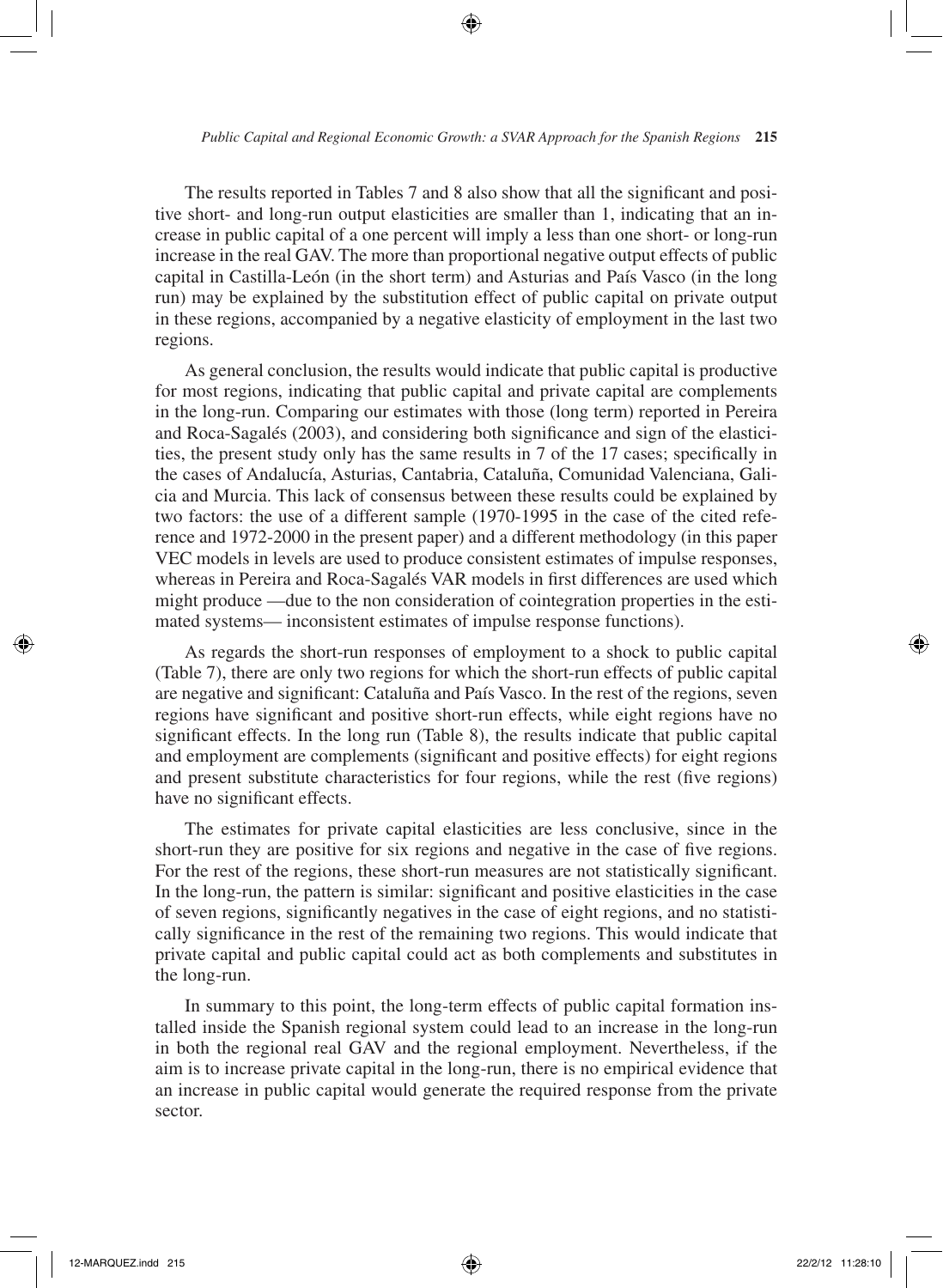The results reported in Tables 7 and 8 also show that all the significant and positive short- and long-run output elasticities are smaller than 1, indicating that an increase in public capital of a one percent will imply a less than one short- or long-run increase in the real GAV. The more than proportional negative output effects of public capital in Castilla-León (in the short term) and Asturias and País Vasco (in the long run) may be explained by the substitution effect of public capital on private output in these regions, accompanied by a negative elasticity of employment in the last two regions.

As general conclusion, the results would indicate that public capital is productive for most regions, indicating that public capital and private capital are complements in the long-run. Comparing our estimates with those (long term) reported in Pereira and Roca-Sagalés (2003), and considering both significance and sign of the elasticities, the present study only has the same results in 7 of the 17 cases; specifically in the cases of Andalucía, Asturias, Cantabria, Cataluña, Comunidad Valenciana, Galicia and Murcia. This lack of consensus between these results could be explained by two factors: the use of a different sample (1970-1995 in the case of the cited reference and 1972-2000 in the present paper) and a different methodology (in this paper VEC models in levels are used to produce consistent estimates of impulse responses, whereas in Pereira and Roca-Sagalés VAR models in first differences are used which might produce —due to the non consideration of cointegration properties in the estimated systems— inconsistent estimates of impulse response functions).

As regards the short-run responses of employment to a shock to public capital (Table 7), there are only two regions for which the short-run effects of public capital are negative and significant: Cataluña and País Vasco. In the rest of the regions, seven regions have significant and positive short-run effects, while eight regions have no significant effects. In the long run (Table 8), the results indicate that public capital and employment are complements (significant and positive effects) for eight regions and present substitute characteristics for four regions, while the rest (five regions) have no significant effects.

The estimates for private capital elasticities are less conclusive, since in the short-run they are positive for six regions and negative in the case of five regions. For the rest of the regions, these short-run measures are not statistically significant. In the long-run, the pattern is similar: significant and positive elasticities in the case of seven regions, significantly negatives in the case of eight regions, and no statistically significance in the rest of the remaining two regions. This would indicate that private capital and public capital could act as both complements and substitutes in the long-run.

In summary to this point, the long-term effects of public capital formation installed inside the Spanish regional system could lead to an increase in the long-run in both the regional real GAV and the regional employment. Nevertheless, if the aim is to increase private capital in the long-run, there is no empirical evidence that an increase in public capital would generate the required response from the private sector.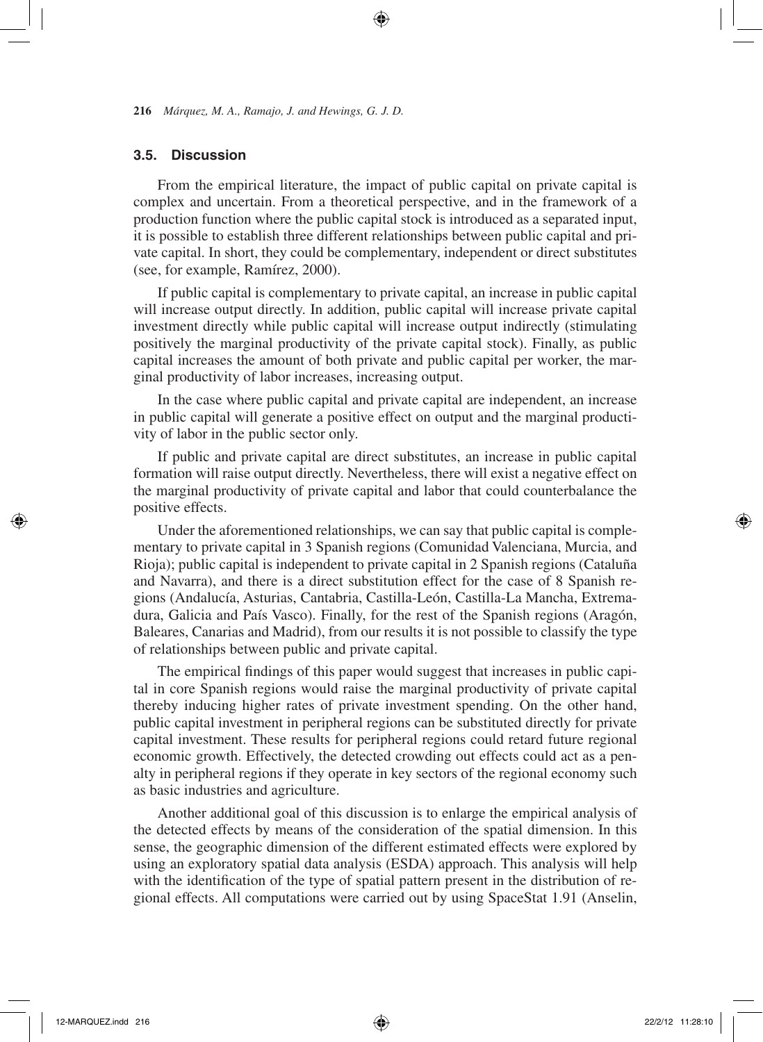### 3.5. Discussion

From the empirical literature, the impact of public capital on private capital is complex and uncertain. From a theoretical perspective, and in the framework of a production function where the public capital stock is introduced as a separated input, it is possible to establish three different relationships between public capital and private capital. In short, they could be complementary, independent or direct substitutes (see, for example, Ramírez, 2000).

If public capital is complementary to private capital, an increase in public capital will increase output directly. In addition, public capital will increase private capital investment directly while public capital will increase output indirectly (stimulating positively the marginal productivity of the private capital stock). Finally, as public capital increases the amount of both private and public capital per worker, the marginal productivity of labor increases, increasing output.

In the case where public capital and private capital are independent, an increase in public capital will generate a positive effect on output and the marginal productivity of labor in the public sector only.

If public and private capital are direct substitutes, an increase in public capital formation will raise output directly. Nevertheless, there will exist a negative effect on the marginal productivity of private capital and labor that could counterbalance the positive effects.

Under the aforementioned relationships, we can say that public capital is complementary to private capital in 3 Spanish regions (Comunidad Valenciana, Murcia, and Rioja); public capital is independent to private capital in 2 Spanish regions (Cataluña and Navarra), and there is a direct substitution effect for the case of 8 Spanish regions (Andalucía, Asturias, Cantabria, Castilla-León, Castilla-La Mancha, Extremadura, Galicia and País Vasco). Finally, for the rest of the Spanish regions (Aragón, Baleares, Canarias and Madrid), from our results it is not possible to classify the type of relationships between public and private capital.

The empirical findings of this paper would suggest that increases in public capital in core Spanish regions would raise the marginal productivity of private capital thereby inducing higher rates of private investment spending. On the other hand, public capital investment in peripheral regions can be substituted directly for private capital investment. These results for peripheral regions could retard future regional economic growth. Effectively, the detected crowding out effects could act as a penalty in peripheral regions if they operate in key sectors of the regional economy such as basic industries and agriculture.

Another additional goal of this discussion is to enlarge the empirical analysis of the detected effects by means of the consideration of the spatial dimension. In this sense, the geographic dimension of the different estimated effects were explored by using an exploratory spatial data analysis (ESDA) approach. This analysis will help with the identification of the type of spatial pattern present in the distribution of regional effects. All computations were carried out by using SpaceStat 1.91 (Anselin,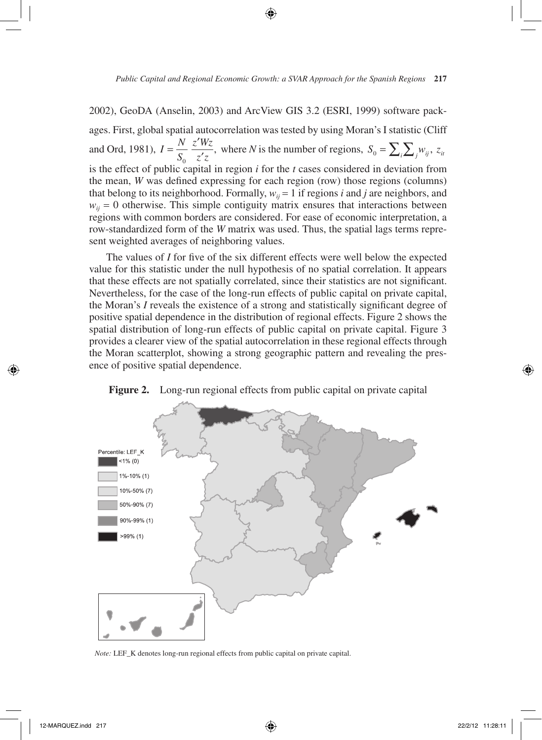2002), GeoDA (Anselin, 2003) and ArcView GIS 3.2 (ESRI, 1999) software packages. First, global spatial autocorrelation was tested by using Moran's I statistic (Cliff and Ord, 1981), $I = \frac{N}{S_0}\frac{z'Wz}{z'z}$, where $N$ is the number of regions, $S_0 = \sum_i \sum_j w_{ij}$, $z_{it}$ is the effect of public capital in region $i$ for the $t$ cases considered in deviation from the mean, $W$ was defined expressing for each region (row) those regions (columns) that belong to its neighborhood. Formally, $w_{ij} = 1$ if regions $i$ and $j$ are neighbors, and $w_{ij} = 0$ otherwise. This simple contiguity matrix ensures that interactions between regions with common borders are considered. For ease of economic interpretation, a row-standardized form of the $W$ matrix was used. Thus, the spatial lags terms represent weighted averages of neighboring values.

The values of $I$ for five of the six different effects were well below the expected value for this statistic under the null hypothesis of no spatial correlation. It appears that these effects are not spatially correlated, since their statistics are not significant. Nevertheless, for the case of the long-run effects of public capital on private capital, the Moran's $I$ reveals the existence of a strong and statistically significant degree of positive spatial dependence in the distribution of regional effects. Figure 2 shows the spatial distribution of long-run effects of public capital on private capital. Figure 3 provides a clearer view of the spatial autocorrelation in these regional effects through the Moran scatterplot, showing a strong geographic pattern and revealing the presence of positive spatial dependence.

**Figure 2.** Long-run regional effects from public capital on private capital

Percentile: LEF_K
- <1% (0)
- 1%-10% (1)
- 10%-50% (7)
- 50%-90% (7)
- 90%-99% (1)
- >99% (1)

*Note:* LEF_K denotes long-run regional effects from public capital on private capital.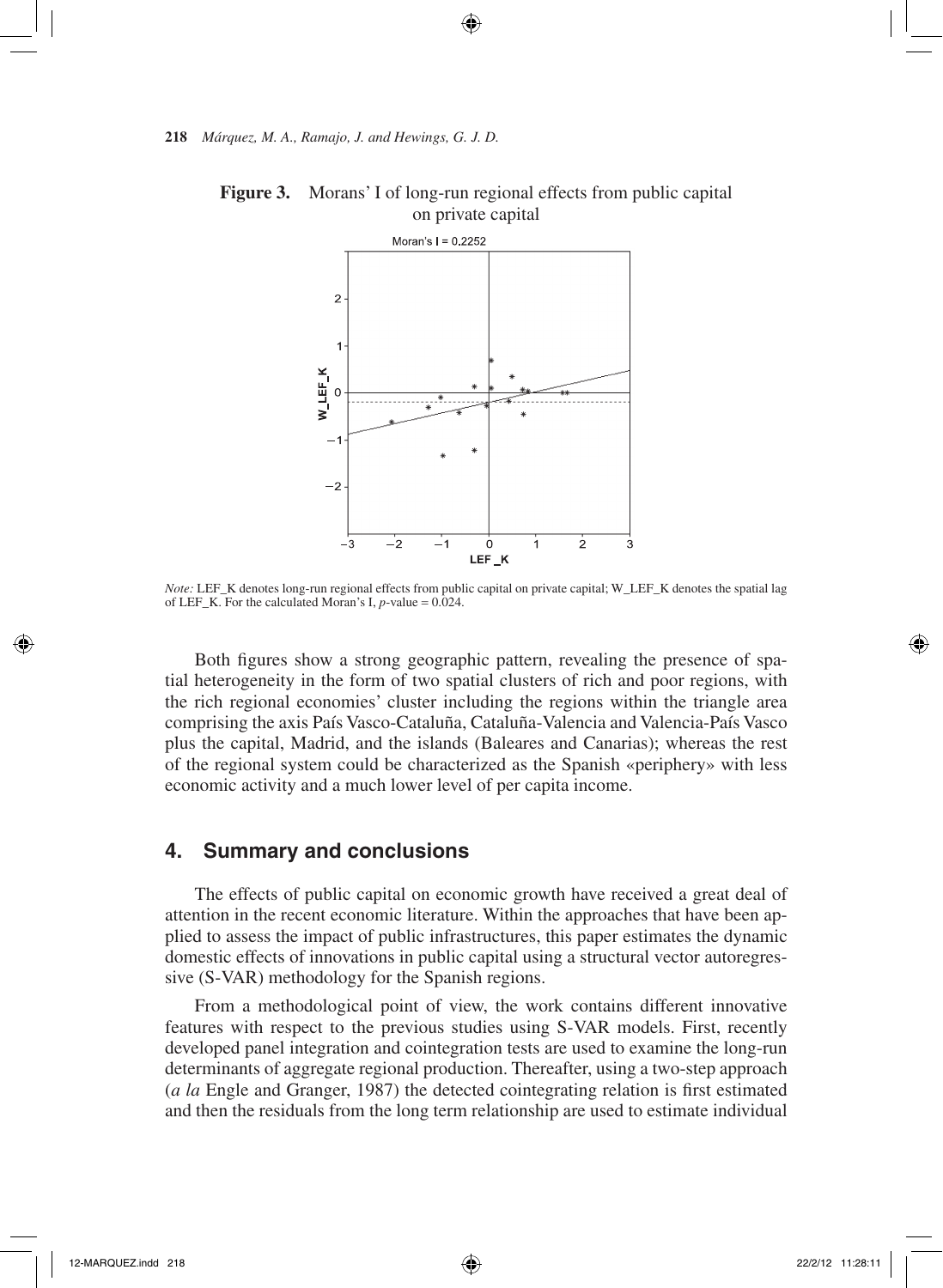**Figure 3.** Morans' I of long-run regional effects from public capital on private capital

*Note:* LEF_K denotes long-run regional effects from public capital on private capital; W_LEF_K denotes the spatial lag of LEF_K. For the calculated Moran's I, *p*-value = 0.024.

Both figures show a strong geographic pattern, revealing the presence of spatial heterogeneity in the form of two spatial clusters of rich and poor regions, with the rich regional economies' cluster including the regions within the triangle area comprising the axis País Vasco-Cataluña, Cataluña-Valencia and Valencia-País Vasco plus the capital, Madrid, and the islands (Baleares and Canarias); whereas the rest of the regional system could be characterized as the Spanish «periphery» with less economic activity and a much lower level of per capita income.

## 4. Summary and conclusions

The effects of public capital on economic growth have received a great deal of attention in the recent economic literature. Within the approaches that have been applied to assess the impact of public infrastructures, this paper estimates the dynamic domestic effects of innovations in public capital using a structural vector autoregressive (S-VAR) methodology for the Spanish regions.

From a methodological point of view, the work contains different innovative features with respect to the previous studies using S-VAR models. First, recently developed panel integration and cointegration tests are used to examine the long-run determinants of aggregate regional production. Thereafter, using a two-step approach (*a la* Engle and Granger, 1987) the detected cointegrating relation is first estimated and then the residuals from the long term relationship are used to estimate individual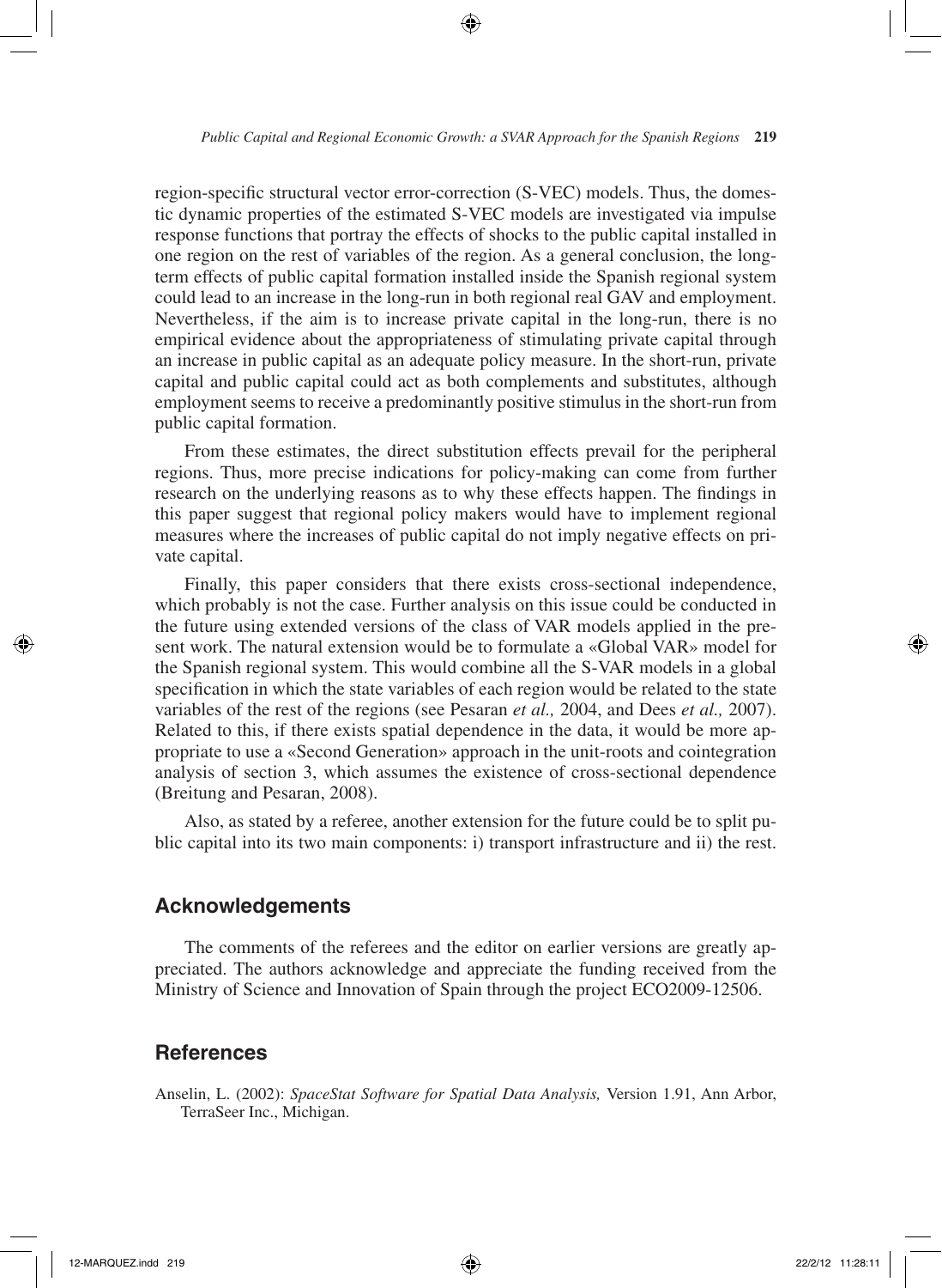region-specific structural vector error-correction (S-VEC) models. Thus, the domestic dynamic properties of the estimated S-VEC models are investigated via impulse response functions that portray the effects of shocks to the public capital installed in one region on the rest of variables of the region. As a general conclusion, the long-term effects of public capital formation installed inside the Spanish regional system could lead to an increase in the long-run in both regional real GAV and employment. Nevertheless, if the aim is to increase private capital in the long-run, there is no empirical evidence about the appropriateness of stimulating private capital through an increase in public capital as an adequate policy measure. In the short-run, private capital and public capital could act as both complements and substitutes, although employment seems to receive a predominantly positive stimulus in the short-run from public capital formation.

From these estimates, the direct substitution effects prevail for the peripheral regions. Thus, more precise indications for policy-making can come from further research on the underlying reasons as to why these effects happen. The findings in this paper suggest that regional policy makers would have to implement regional measures where the increases of public capital do not imply negative effects on private capital.

Finally, this paper considers that there exists cross-sectional independence, which probably is not the case. Further analysis on this issue could be conducted in the future using extended versions of the class of VAR models applied in the present work. The natural extension would be to formulate a «Global VAR» model for the Spanish regional system. This would combine all the S-VAR models in a global specification in which the state variables of each region would be related to the state variables of the rest of the regions (see Pesaran *et al.,* 2004, and Dees *et al.,* 2007). Related to this, if there exists spatial dependence in the data, it would be more appropriate to use a «Second Generation» approach in the unit-roots and cointegration analysis of section 3, which assumes the existence of cross-sectional dependence (Breitung and Pesaran, 2008).

Also, as stated by a referee, another extension for the future could be to split public capital into its two main components: i) transport infrastructure and ii) the rest.

## Acknowledgements

The comments of the referees and the editor on earlier versions are greatly appreciated. The authors acknowledge and appreciate the funding received from the Ministry of Science and Innovation of Spain through the project ECO2009-12506.

## References

Anselin, L. (2002): *SpaceStat Software for Spatial Data Analysis,* Version 1.91, Ann Arbor, TerraSeer Inc., Michigan.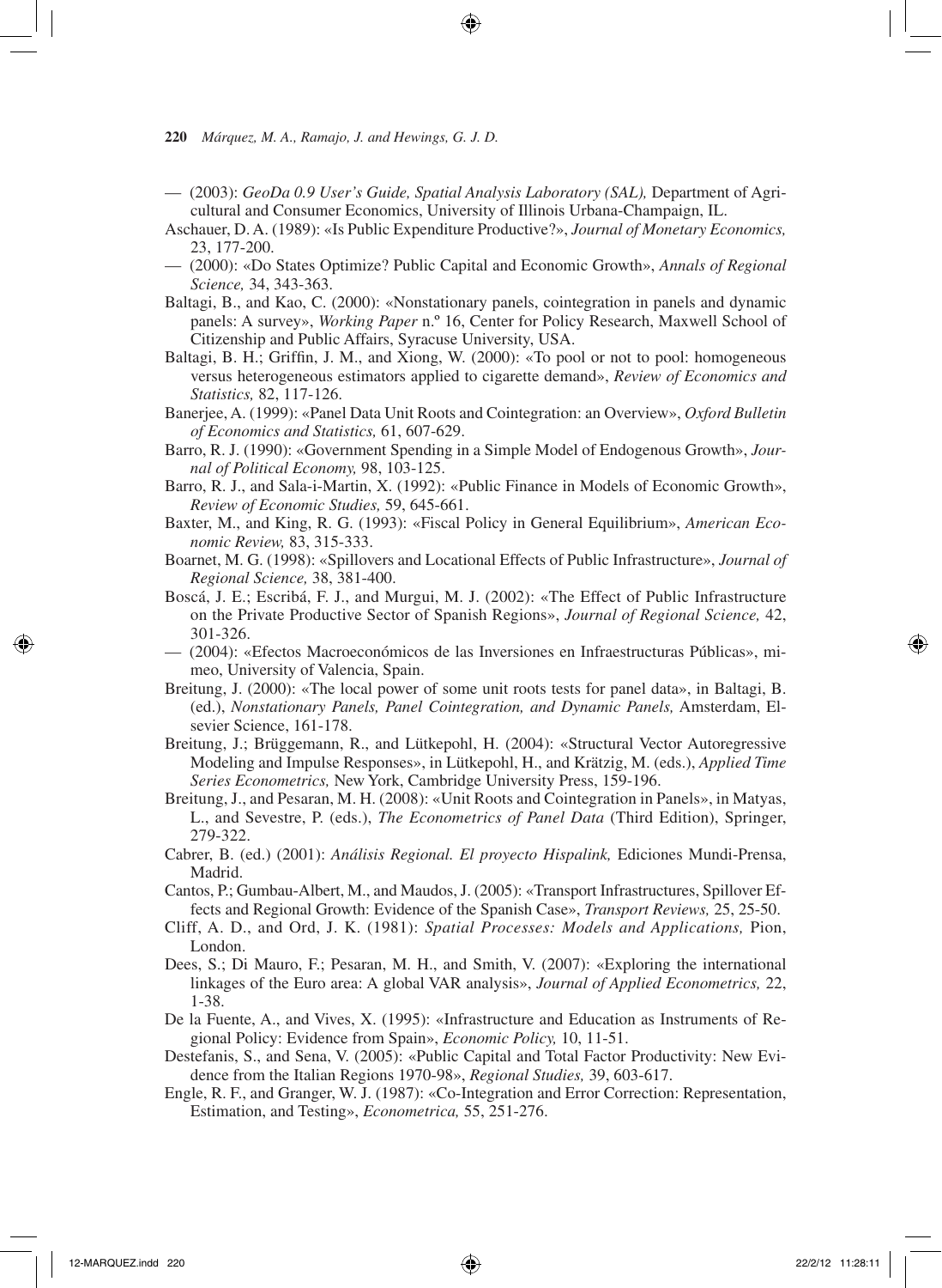— (2003): *GeoDa 0.9 User's Guide, Spatial Analysis Laboratory (SAL),* Department of Agricultural and Consumer Economics, University of Illinois Urbana-Champaign, IL.

Aschauer, D. A. (1989): «Is Public Expenditure Productive?», *Journal of Monetary Economics,* 23, 177-200.

— (2000): «Do States Optimize? Public Capital and Economic Growth», *Annals of Regional Science,* 34, 343-363.

Baltagi, B., and Kao, C. (2000): «Nonstationary panels, cointegration in panels and dynamic panels: A survey», *Working Paper* n.º 16, Center for Policy Research, Maxwell School of Citizenship and Public Affairs, Syracuse University, USA.

Baltagi, B. H.; Griffin, J. M., and Xiong, W. (2000): «To pool or not to pool: homogeneous versus heterogeneous estimators applied to cigarette demand», *Review of Economics and Statistics,* 82, 117-126.

Banerjee, A. (1999): «Panel Data Unit Roots and Cointegration: an Overview», *Oxford Bulletin of Economics and Statistics,* 61, 607-629.

Barro, R. J. (1990): «Government Spending in a Simple Model of Endogenous Growth», *Journal of Political Economy,* 98, 103-125.

Barro, R. J., and Sala-i-Martin, X. (1992): «Public Finance in Models of Economic Growth», *Review of Economic Studies,* 59, 645-661.

Baxter, M., and King, R. G. (1993): «Fiscal Policy in General Equilibrium», *American Economic Review,* 83, 315-333.

Boarnet, M. G. (1998): «Spillovers and Locational Effects of Public Infrastructure», *Journal of Regional Science,* 38, 381-400.

Boscá, J. E.; Escribá, F. J., and Murgui, M. J. (2002): «The Effect of Public Infrastructure on the Private Productive Sector of Spanish Regions», *Journal of Regional Science,* 42, 301-326.

— (2004): «Efectos Macroeconómicos de las Inversiones en Infraestructuras Públicas», mimeo, University of Valencia, Spain.

Breitung, J. (2000): «The local power of some unit roots tests for panel data», in Baltagi, B. (ed.), *Nonstationary Panels, Panel Cointegration, and Dynamic Panels,* Amsterdam, Elsevier Science, 161-178.

Breitung, J.; Brüggemann, R., and Lütkepohl, H. (2004): «Structural Vector Autoregressive Modeling and Impulse Responses», in Lütkepohl, H., and Krätzig, M. (eds.), *Applied Time Series Econometrics,* New York, Cambridge University Press, 159-196.

Breitung, J., and Pesaran, M. H. (2008): «Unit Roots and Cointegration in Panels», in Matyas, L., and Sevestre, P. (eds.), *The Econometrics of Panel Data* (Third Edition), Springer, 279-322.

Cabrer, B. (ed.) (2001): *Análisis Regional. El proyecto Hispalink,* Ediciones Mundi-Prensa, Madrid.

Cantos, P.; Gumbau-Albert, M., and Maudos, J. (2005): «Transport Infrastructures, Spillover Effects and Regional Growth: Evidence of the Spanish Case», *Transport Reviews,* 25, 25-50.

Cliff, A. D., and Ord, J. K. (1981): *Spatial Processes: Models and Applications,* Pion, London.

Dees, S.; Di Mauro, F.; Pesaran, M. H., and Smith, V. (2007): «Exploring the international linkages of the Euro area: A global VAR analysis», *Journal of Applied Econometrics,* 22, 1-38.

De la Fuente, A., and Vives, X. (1995): «Infrastructure and Education as Instruments of Regional Policy: Evidence from Spain», *Economic Policy,* 10, 11-51.

Destefanis, S., and Sena, V. (2005): «Public Capital and Total Factor Productivity: New Evidence from the Italian Regions 1970-98», *Regional Studies,* 39, 603-617.

Engle, R. F., and Granger, W. J. (1987): «Co-Integration and Error Correction: Representation, Estimation, and Testing», *Econometrica,* 55, 251-276.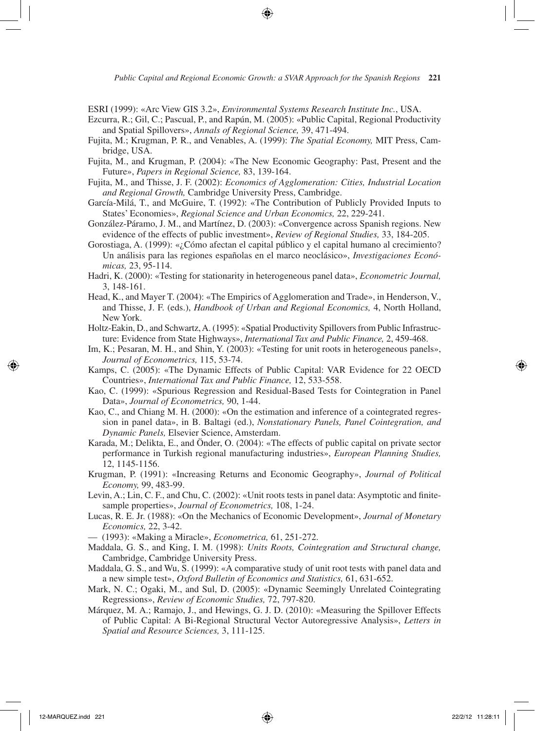ESRI (1999): «Arc View GIS 3.2», *Environmental Systems Research Institute Inc.*, USA.

Ezcurra, R.; Gil, C.; Pascual, P., and Rapún, M. (2005): «Public Capital, Regional Productivity and Spatial Spillovers», *Annals of Regional Science,* 39, 471-494.

Fujita, M.; Krugman, P. R., and Venables, A. (1999): *The Spatial Economy,* MIT Press, Cambridge, USA.

Fujita, M., and Krugman, P. (2004): «The New Economic Geography: Past, Present and the Future», *Papers in Regional Science,* 83, 139-164.

Fujita, M., and Thisse, J. F. (2002): *Economics of Agglomeration: Cities, Industrial Location and Regional Growth,* Cambridge University Press, Cambridge.

García-Milá, T., and McGuire, T. (1992): «The Contribution of Publicly Provided Inputs to States' Economies», *Regional Science and Urban Economics,* 22, 229-241.

González-Páramo, J. M., and Martínez, D. (2003): «Convergence across Spanish regions. New evidence of the effects of public investment», *Review of Regional Studies,* 33, 184-205.

Gorostiaga, A. (1999): «¿Cómo afectan el capital público y el capital humano al crecimiento? Un análisis para las regiones españolas en el marco neoclásico», *Investigaciones Económicas,* 23, 95-114.

Hadri, K. (2000): «Testing for stationarity in heterogeneous panel data», *Econometric Journal,* 3, 148-161.

Head, K., and Mayer T. (2004): «The Empirics of Agglomeration and Trade», in Henderson, V., and Thisse, J. F. (eds.), *Handbook of Urban and Regional Economics,* 4, North Holland, New York.

Holtz-Eakin, D., and Schwartz, A. (1995): «Spatial Productivity Spillovers from Public Infrastructure: Evidence from State Highways», *International Tax and Public Finance,* 2, 459-468.

Im, K.; Pesaran, M. H., and Shin, Y. (2003): «Testing for unit roots in heterogeneous panels», *Journal of Econometrics,* 115, 53-74.

Kamps, C. (2005): «The Dynamic Effects of Public Capital: VAR Evidence for 22 OECD Countries», *International Tax and Public Finance,* 12, 533-558.

Kao, C. (1999): «Spurious Regression and Residual-Based Tests for Cointegration in Panel Data», *Journal of Econometrics,* 90, 1-44.

Kao, C., and Chiang M. H. (2000): «On the estimation and inference of a cointegrated regression in panel data», in B. Baltagi (ed.), *Nonstationary Panels, Panel Cointegration, and Dynamic Panels,* Elsevier Science, Amsterdam.

Karada, M.; Delikta, E., and Önder, O. (2004): «The effects of public capital on private sector performance in Turkish regional manufacturing industries», *European Planning Studies,* 12, 1145-1156.

Krugman, P. (1991): «Increasing Returns and Economic Geography», *Journal of Political Economy,* 99, 483-99.

Levin, A.; Lin, C. F., and Chu, C. (2002): «Unit roots tests in panel data: Asymptotic and finite-sample properties», *Journal of Econometrics,* 108, 1-24.

Lucas, R. E. Jr. (1988): «On the Mechanics of Economic Development», *Journal of Monetary Economics,* 22, 3-42.

— (1993): «Making a Miracle», *Econometrica,* 61, 251-272.

Maddala, G. S., and King, I. M. (1998): *Units Roots, Cointegration and Structural change,* Cambridge, Cambridge University Press.

Maddala, G. S., and Wu, S. (1999): «A comparative study of unit root tests with panel data and a new simple test», *Oxford Bulletin of Economics and Statistics,* 61, 631-652.

Mark, N. C.; Ogaki, M., and Sul, D. (2005): «Dynamic Seemingly Unrelated Cointegrating Regressions», *Review of Economic Studies,* 72, 797-820.

Márquez, M. A.; Ramajo, J., and Hewings, G. J. D. (2010): «Measuring the Spillover Effects of Public Capital: A Bi-Regional Structural Vector Autoregressive Analysis», *Letters in Spatial and Resource Sciences,* 3, 111-125.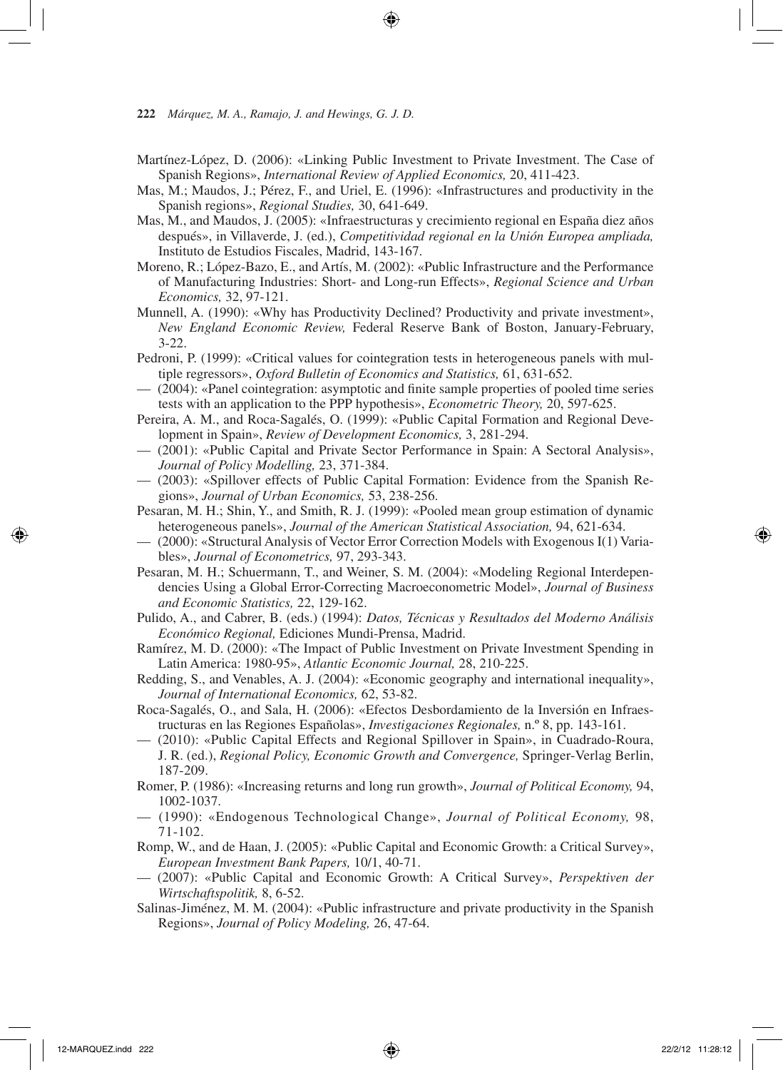Martínez-López, D. (2006): «Linking Public Investment to Private Investment. The Case of Spanish Regions», *International Review of Applied Economics,* 20, 411-423.

Mas, M.; Maudos, J.; Pérez, F., and Uriel, E. (1996): «Infrastructures and productivity in the Spanish regions», *Regional Studies,* 30, 641-649.

Mas, M., and Maudos, J. (2005): «Infraestructuras y crecimiento regional en España diez años después», in Villaverde, J. (ed.), *Competitividad regional en la Unión Europea ampliada,* Instituto de Estudios Fiscales, Madrid, 143-167.

Moreno, R.; López-Bazo, E., and Artís, M. (2002): «Public Infrastructure and the Performance of Manufacturing Industries: Short- and Long-run Effects», *Regional Science and Urban Economics,* 32, 97-121.

Munnell, A. (1990): «Why has Productivity Declined? Productivity and private investment», *New England Economic Review,* Federal Reserve Bank of Boston, January-February, 3-22.

Pedroni, P. (1999): «Critical values for cointegration tests in heterogeneous panels with multiple regressors», *Oxford Bulletin of Economics and Statistics,* 61, 631-652.

— (2004): «Panel cointegration: asymptotic and finite sample properties of pooled time series tests with an application to the PPP hypothesis», *Econometric Theory,* 20, 597-625.

Pereira, A. M., and Roca-Sagalés, O. (1999): «Public Capital Formation and Regional Development in Spain», *Review of Development Economics,* 3, 281-294.

— (2001): «Public Capital and Private Sector Performance in Spain: A Sectoral Analysis», *Journal of Policy Modelling,* 23, 371-384.

— (2003): «Spillover effects of Public Capital Formation: Evidence from the Spanish Regions», *Journal of Urban Economics,* 53, 238-256.

Pesaran, M. H.; Shin, Y., and Smith, R. J. (1999): «Pooled mean group estimation of dynamic heterogeneous panels», *Journal of the American Statistical Association,* 94, 621-634.

— (2000): «Structural Analysis of Vector Error Correction Models with Exogenous I(1) Variables», *Journal of Econometrics,* 97, 293-343.

Pesaran, M. H.; Schuermann, T., and Weiner, S. M. (2004): «Modeling Regional Interdependencies Using a Global Error-Correcting Macroeconometric Model», *Journal of Business and Economic Statistics,* 22, 129-162.

Pulido, A., and Cabrer, B. (eds.) (1994): *Datos, Técnicas y Resultados del Moderno Análisis Económico Regional,* Ediciones Mundi-Prensa, Madrid.

Ramírez, M. D. (2000): «The Impact of Public Investment on Private Investment Spending in Latin America: 1980-95», *Atlantic Economic Journal,* 28, 210-225.

Redding, S., and Venables, A. J. (2004): «Economic geography and international inequality», *Journal of International Economics,* 62, 53-82.

Roca-Sagalés, O., and Sala, H. (2006): «Efectos Desbordamiento de la Inversión en Infraestructuras en las Regiones Españolas», *Investigaciones Regionales,* n.º 8, pp. 143-161.

— (2010): «Public Capital Effects and Regional Spillover in Spain», in Cuadrado-Roura, J. R. (ed.), *Regional Policy, Economic Growth and Convergence,* Springer-Verlag Berlin, 187-209.

Romer, P. (1986): «Increasing returns and long run growth», *Journal of Political Economy,* 94, 1002-1037.

— (1990): «Endogenous Technological Change», *Journal of Political Economy,* 98, 71-102.

Romp, W., and de Haan, J. (2005): «Public Capital and Economic Growth: a Critical Survey», *European Investment Bank Papers,* 10/1, 40-71.

— (2007): «Public Capital and Economic Growth: A Critical Survey», *Perspektiven der Wirtschaftspolitik,* 8, 6-52.

Salinas-Jiménez, M. M. (2004): «Public infrastructure and private productivity in the Spanish Regions», *Journal of Policy Modeling,* 26, 47-64.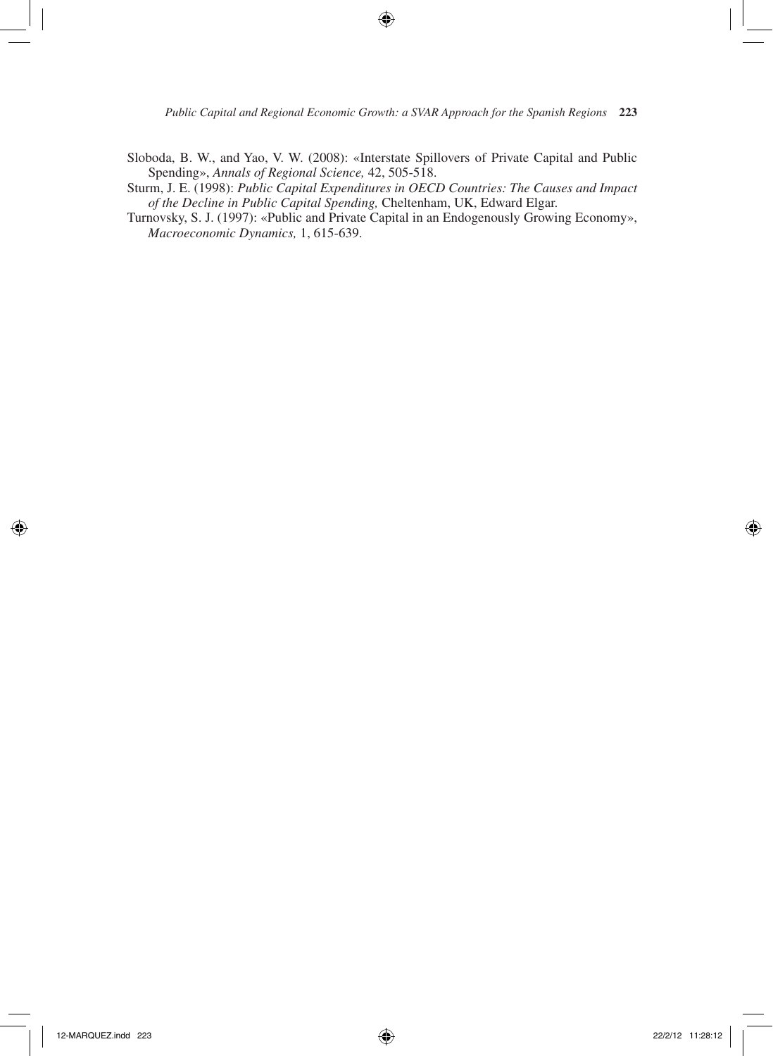Sloboda, B. W., and Yao, V. W. (2008): «Interstate Spillovers of Private Capital and Public Spending», *Annals of Regional Science,* 42, 505-518.

Sturm, J. E. (1998): *Public Capital Expenditures in OECD Countries: The Causes and Impact of the Decline in Public Capital Spending,* Cheltenham, UK, Edward Elgar.

Turnovsky, S. J. (1997): «Public and Private Capital in an Endogenously Growing Economy», *Macroeconomic Dynamics,* 1, 615-639.